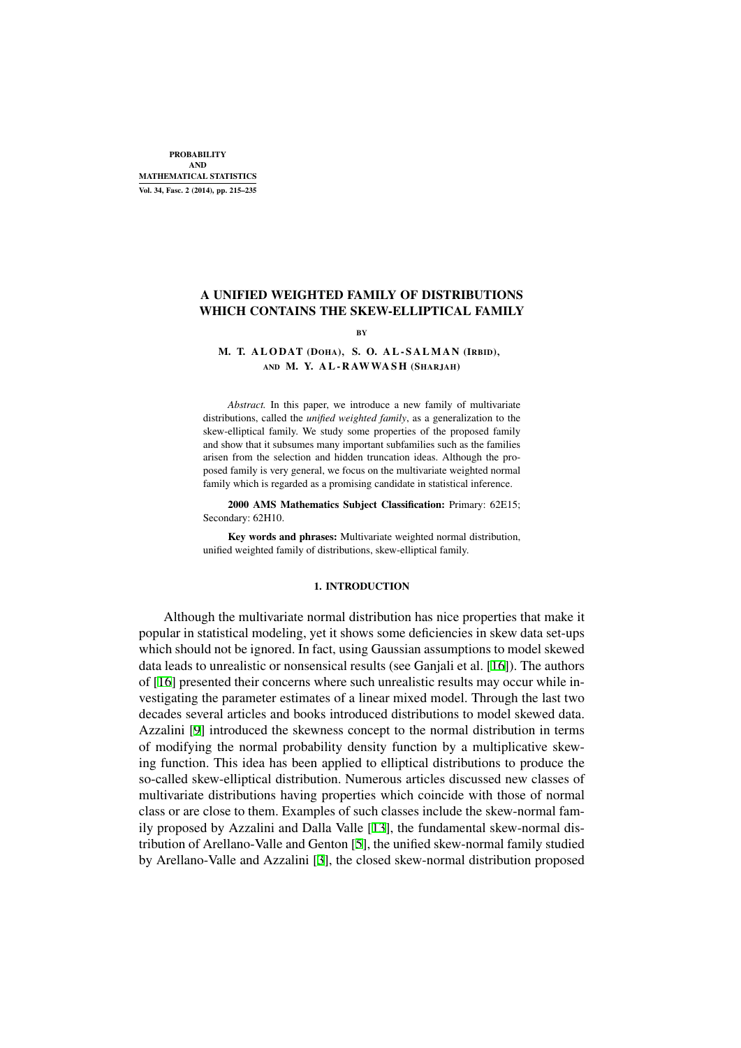# A UNIFIED WEIGHTED FAMILY OF DISTRIBUTIONS WHICH CONTAINS THE SKEW-ELLIPTICAL FAMILY

BY

M. T. ALODAT (DOHA), S. O. AL-SALMAN (IRBID), AND M. Y. AL-RAWWASH (SHARJAH)

*Abstract.* In this paper, we introduce a new family of multivariate distributions, called the *unified weighted family*, as a generalization to the skew-elliptical family. We study some properties of the proposed family and show that it subsumes many important subfamilies such as the families arisen from the selection and hidden truncation ideas. Although the proposed family is very general, we focus on the multivariate weighted normal family which is regarded as a promising candidate in statistical inference.

**2000 AMS Mathematics Subject Classification:** Primary: 62E15; Secondary: 62H10.

**Key words and phrases:** Multivariate weighted normal distribution, unified weighted family of distributions, skew-elliptical family.

## 1. INTRODUCTION

Although the multivariate normal distribution has nice properties that make it popular in statistical modeling, yet it shows some deficiencies in skew data set-ups which should not be ignored. In fact, using Gaussian assumptions to model skewed data leads to unrealistic or nonsensical results (see Ganjali et al. [16]). The authors of [16] presented their concerns where such unrealistic results may occur while investigating the parameter estimates of a linear mixed model. Through the last two decades several articles and books introduced distributions to model skewed data. Azzalini [9] introduced the skewness concept to the normal distribution in terms of modifying the normal probability density function by a multiplicative skewing function. This idea has been applied to elliptical distributions to produce the so-called skew-elliptical distribution. Numerous articles discussed new classes of multivariate distributions having properties which coincide with those of normal class or are close to them. Examples of such classes include the skew-normal family proposed by Azzalini and Dalla Valle [13], the fundamental skew-normal distribution of Arellano-Valle and Genton [5], the unified skew-normal family studied by Arellano-Valle and Azzalini [3], the closed skew-normal distribution proposed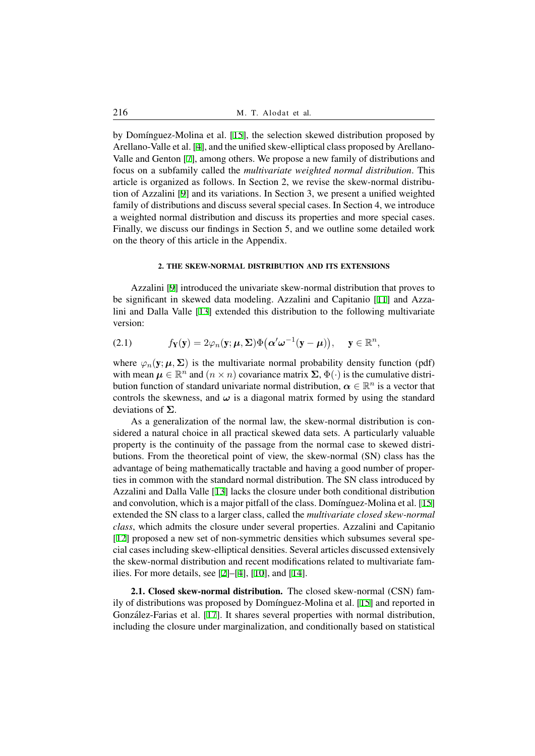by Domínguez-Molina et al. [15], the selection skewed distribution proposed by Arellano-Valle et al. [4], and the unified skew-elliptical class proposed by Arellano-Valle and Genton [7], among others. We propose a new family of distributions and focus on a subfamily called the *multivariate weighted normal distribution*. This article is organized as follows. In Section 2, we revise the skew-normal distribution of Azzalini [9] and its variations. In Section 3, we present a unified weighted family of distributions and discuss several special cases. In Section 4, we introduce a weighted normal distribution and discuss its properties and more special cases. Finally, we discuss our findings in Section 5, and we outline some detailed work on the theory of this article in the Appendix.

## 2. THE SKEW-NORMAL DISTRIBUTION AND ITS EXTENSIONS

Azzalini [9] introduced the univariate skew-normal distribution that proves to be significant in skewed data modeling. Azzalini and Capitanio [11] and Azzalini and Dalla Valle [13] extended this distribution to the following multivariate version:

$$(2.1) \qquad f_{\mathbf{Y}}(\mathbf{y}) = 2\varphi_n(\mathbf{y};\boldsymbol{\mu},\boldsymbol{\Sigma})\Phi\big(\boldsymbol{\alpha}'\boldsymbol{\omega}^{-1}(\mathbf{y}-\boldsymbol{\mu})\big), \quad \mathbf{y}\in\mathbb{R}^n,$$

where $\varphi_n(\mathbf{y};\boldsymbol{\mu},\boldsymbol{\Sigma})$ is the multivariate normal probability density function (pdf) with mean $\boldsymbol{\mu}\in\mathbb{R}^n$ and $(n\times n)$ covariance matrix $\boldsymbol{\Sigma}$, $\Phi(\cdot)$ is the cumulative distribution function of standard univariate normal distribution, $\boldsymbol{\alpha}\in\mathbb{R}^n$ is a vector that controls the skewness, and $\boldsymbol{\omega}$ is a diagonal matrix formed by using the standard deviations of $\boldsymbol{\Sigma}$.

As a generalization of the normal law, the skew-normal distribution is considered a natural choice in all practical skewed data sets. A particularly valuable property is the continuity of the passage from the normal case to skewed distributions. From the theoretical point of view, the skew-normal (SN) class has the advantage of being mathematically tractable and having a good number of properties in common with the standard normal distribution. The SN class introduced by Azzalini and Dalla Valle [13] lacks the closure under both conditional distribution and convolution, which is a major pitfall of the class. Domínguez-Molina et al. [15] extended the SN class to a larger class, called the *multivariate closed skew-normal class*, which admits the closure under several properties. Azzalini and Capitanio [12] proposed a new set of non-symmetric densities which subsumes several special cases including skew-elliptical densities. Several articles discussed extensively the skew-normal distribution and recent modifications related to multivariate families. For more details, see [2]–[4], [10], and [14].

**2.1. Closed skew-normal distribution.** The closed skew-normal (CSN) family of distributions was proposed by Domínguez-Molina et al. [15] and reported in González-Farias et al. [17]. It shares several properties with normal distribution, including the closure under marginalization, and conditionally based on statistical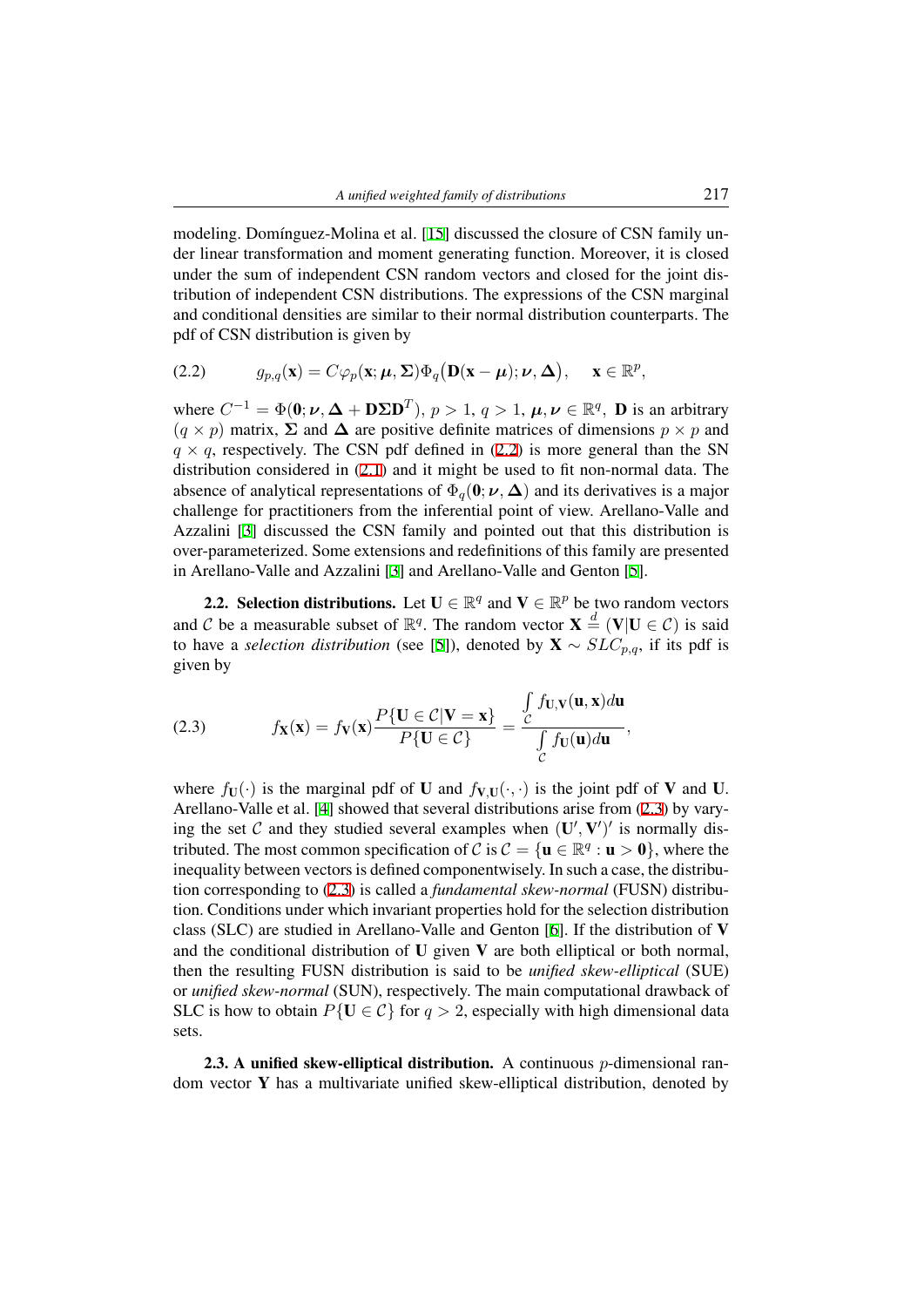modeling. Domínguez-Molina et al. [15] discussed the closure of CSN family under linear transformation and moment generating function. Moreover, it is closed under the sum of independent CSN random vectors and closed for the joint distribution of independent CSN distributions. The expressions of the CSN marginal and conditional densities are similar to their normal distribution counterparts. The pdf of CSN distribution is given by

$$
g_{p,q}(\mathbf{x}) = C\varphi_p(\mathbf{x}; \boldsymbol{\mu}, \boldsymbol{\Sigma})\Phi_q\big(\mathbf{D}(\mathbf{x}-\boldsymbol{\mu}); \boldsymbol{\nu}, \boldsymbol{\Delta}\big), \quad \mathbf{x} \in \mathbb{R}^p, \tag{2.2}
$$

where $C^{-1} = \Phi(\mathbf{0}; \boldsymbol{\nu}, \boldsymbol{\Delta} + \mathbf{D}\boldsymbol{\Sigma}\mathbf{D}^T)$, $p > 1$, $q > 1$, $\boldsymbol{\mu}, \boldsymbol{\nu} \in \mathbb{R}^q$, $\mathbf{D}$ is an arbitrary $(q \times p)$ matrix, $\boldsymbol{\Sigma}$ and $\boldsymbol{\Delta}$ are positive definite matrices of dimensions $p \times p$ and $q \times q$, respectively. The CSN pdf defined in (2.2) is more general than the SN distribution considered in (2.1) and it might be used to fit non-normal data. The absence of analytical representations of $\Phi_q(\mathbf{0}; \boldsymbol{\nu}, \boldsymbol{\Delta})$ and its derivatives is a major challenge for practitioners from the inferential point of view. Arellano-Valle and Azzalini [3] discussed the CSN family and pointed out that this distribution is over-parameterized. Some extensions and redefinitions of this family are presented in Arellano-Valle and Azzalini [3] and Arellano-Valle and Genton [5].

**2.2. Selection distributions.** Let $\mathbf{U} \in \mathbb{R}^q$ and $\mathbf{V} \in \mathbb{R}^p$ be two random vectors and $\mathcal{C}$ be a measurable subset of $\mathbb{R}^q$. The random vector $\mathbf{X} \overset{d}{=} (\mathbf{V}|\mathbf{U} \in \mathcal{C})$ is said to have a *selection distribution* (see [5]), denoted by $\mathbf{X} \sim SLC_{p,q}$, if its pdf is given by

$$
f_{\mathbf{X}}(\mathbf{x}) = f_{\mathbf{V}}(\mathbf{x})\frac{P\{\mathbf{U} \in \mathcal{C}|\mathbf{V} = \mathbf{x}\}}{P\{\mathbf{U} \in \mathcal{C}\}} = \frac{\int_{\mathcal{C}} f_{\mathbf{U},\mathbf{V}}(\mathbf{u}, \mathbf{x})d\mathbf{u}}{\int_{\mathcal{C}} f_{\mathbf{U}}(\mathbf{u})d\mathbf{u}}, \tag{2.3}
$$

where $f_{\mathbf{U}}(\cdot)$ is the marginal pdf of $\mathbf{U}$ and $f_{\mathbf{V},\mathbf{U}}(\cdot,\cdot)$ is the joint pdf of $\mathbf{V}$ and $\mathbf{U}$. Arellano-Valle et al. [4] showed that several distributions arise from (2.3) by varying the set $\mathcal{C}$ and they studied several examples when $(\mathbf{U}', \mathbf{V}')'$ is normally distributed. The most common specification of $\mathcal{C}$ is $\mathcal{C} = \{\mathbf{u} \in \mathbb{R}^q : \mathbf{u} > \mathbf{0}\}$, where the inequality between vectors is defined componentwisely. In such a case, the distribution corresponding to (2.3) is called a *fundamental skew-normal* (FUSN) distribution. Conditions under which invariant properties hold for the selection distribution class (SLC) are studied in Arellano-Valle and Genton [6]. If the distribution of $\mathbf{V}$ and the conditional distribution of $\mathbf{U}$ given $\mathbf{V}$ are both elliptical or both normal, then the resulting FUSN distribution is said to be *unified skew-elliptical* (SUE) or *unified skew-normal* (SUN), respectively. The main computational drawback of SLC is how to obtain $P\{\mathbf{U} \in \mathcal{C}\}$ for $q > 2$, especially with high dimensional data sets.

**2.3. A unified skew-elliptical distribution.** A continuous $p$-dimensional random vector $\mathbf{Y}$ has a multivariate unified skew-elliptical distribution, denoted by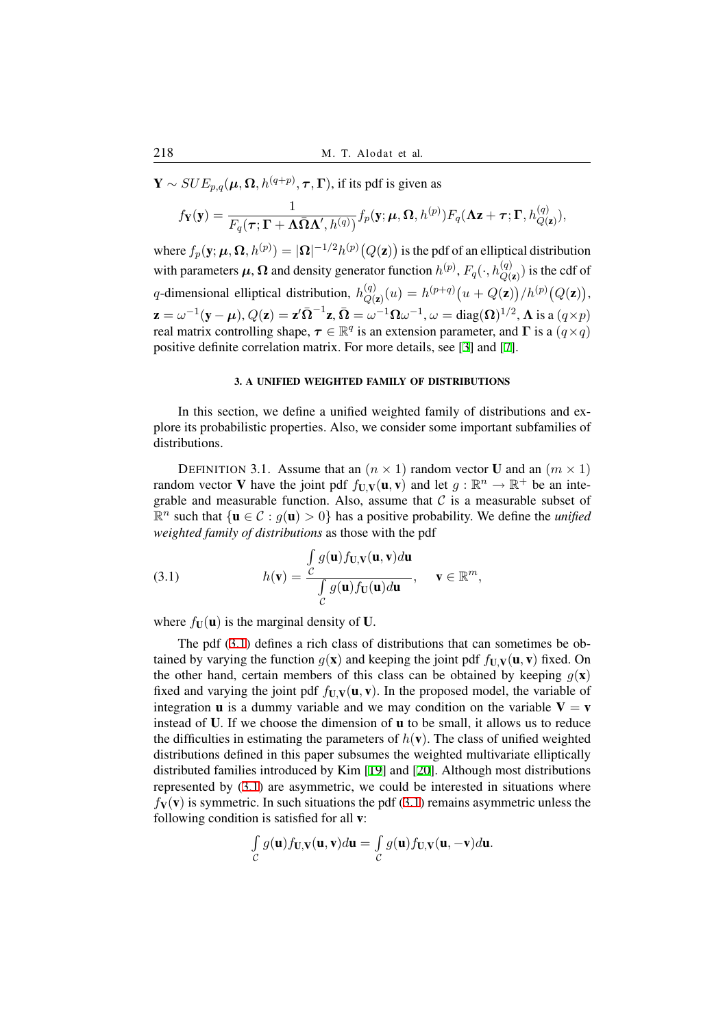$\mathbf{Y} \sim SUE_{p,q}(\boldsymbol{\mu}, \boldsymbol{\Omega}, h^{(q+p)}, \boldsymbol{\tau}, \boldsymbol{\Gamma})$, if its pdf is given as

$$f_{\mathbf{Y}}(\mathbf{y}) = \frac{1}{F_q(\boldsymbol{\tau}; \boldsymbol{\Gamma} + \boldsymbol{\Lambda}\bar{\boldsymbol{\Omega}}\boldsymbol{\Lambda}', h^{(q)})} f_p(\mathbf{y}; \boldsymbol{\mu}, \boldsymbol{\Omega}, h^{(p)}) F_q(\boldsymbol{\Lambda}\mathbf{z} + \boldsymbol{\tau}; \boldsymbol{\Gamma}, h^{(q)}_{Q(\mathbf{z})}),$$

where $f_p(\mathbf{y}; \boldsymbol{\mu}, \boldsymbol{\Omega}, h^{(p)}) = |\boldsymbol{\Omega}|^{-1/2} h^{(p)}\big(Q(\mathbf{z})\big)$ is the pdf of an elliptical distribution with parameters $\boldsymbol{\mu}$, $\boldsymbol{\Omega}$ and density generator function $h^{(p)}$, $F_q(\cdot, h^{(q)}_{Q(\mathbf{z})})$ is the cdf of $q$-dimensional elliptical distribution, $h^{(q)}_{Q(\mathbf{z})}(u) = h^{(p+q)}\big(u + Q(\mathbf{z})\big)/h^{(p)}\big(Q(\mathbf{z})\big)$, $\mathbf{z} = \omega^{-1}(\mathbf{y} - \boldsymbol{\mu})$, $Q(\mathbf{z}) = \mathbf{z}'\bar{\boldsymbol{\Omega}}^{-1}\mathbf{z}$, $\bar{\boldsymbol{\Omega}} = \omega^{-1}\boldsymbol{\Omega}\omega^{-1}$, $\omega = \mathrm{diag}(\boldsymbol{\Omega})^{1/2}$, $\boldsymbol{\Lambda}$ is a $(q \times p)$ real matrix controlling shape, $\boldsymbol{\tau} \in \mathbb{R}^q$ is an extension parameter, and $\boldsymbol{\Gamma}$ is a $(q \times q)$ positive definite correlation matrix. For more details, see [3] and [7].

## 3. A UNIFIED WEIGHTED FAMILY OF DISTRIBUTIONS

In this section, we define a unified weighted family of distributions and explore its probabilistic properties. Also, we consider some important subfamilies of distributions.

DEFINITION 3.1. Assume that an $(n \times 1)$ random vector $\mathbf{U}$ and an $(m \times 1)$ random vector $\mathbf{V}$ have the joint pdf $f_{\mathbf{U},\mathbf{V}}(\mathbf{u}, \mathbf{v})$ and let $g : \mathbb{R}^n \to \mathbb{R}^+$ be an integrable and measurable function. Also, assume that $\mathcal{C}$ is a measurable subset of $\mathbb{R}^n$ such that $\{\mathbf{u} \in \mathcal{C} : g(\mathbf{u}) > 0\}$ has a positive probability. We define the *unified weighted family of distributions* as those with the pdf

$$h(\mathbf{v}) = \frac{\int\limits_{\mathcal{C}} g(\mathbf{u}) f_{\mathbf{U},\mathbf{V}}(\mathbf{u}, \mathbf{v}) d\mathbf{u}}{\int\limits_{\mathcal{C}} g(\mathbf{u}) f_{\mathbf{U}}(\mathbf{u}) d\mathbf{u}}, \quad \mathbf{v} \in \mathbb{R}^m, \tag{3.1}$$

where $f_{\mathbf{U}}(\mathbf{u})$ is the marginal density of $\mathbf{U}$.

The pdf (3.1) defines a rich class of distributions that can sometimes be obtained by varying the function $g(\mathbf{x})$ and keeping the joint pdf $f_{\mathbf{U},\mathbf{V}}(\mathbf{u}, \mathbf{v})$ fixed. On the other hand, certain members of this class can be obtained by keeping $g(\mathbf{x})$ fixed and varying the joint pdf $f_{\mathbf{U},\mathbf{V}}(\mathbf{u}, \mathbf{v})$. In the proposed model, the variable of integration $\mathbf{u}$ is a dummy variable and we may condition on the variable $\mathbf{V} = \mathbf{v}$ instead of $\mathbf{U}$. If we choose the dimension of $\mathbf{u}$ to be small, it allows us to reduce the difficulties in estimating the parameters of $h(\mathbf{v})$. The class of unified weighted distributions defined in this paper subsumes the weighted multivariate elliptically distributed families introduced by Kim [19] and [20]. Although most distributions represented by (3.1) are asymmetric, we could be interested in situations where $f_{\mathbf{V}}(\mathbf{v})$ is symmetric. In such situations the pdf (3.1) remains asymmetric unless the following condition is satisfied for all $\mathbf{v}$:

$$\int\limits_{\mathcal{C}} g(\mathbf{u}) f_{\mathbf{U},\mathbf{V}}(\mathbf{u}, \mathbf{v}) d\mathbf{u} = \int\limits_{\mathcal{C}} g(\mathbf{u}) f_{\mathbf{U},\mathbf{V}}(\mathbf{u}, -\mathbf{v}) d\mathbf{u}.$$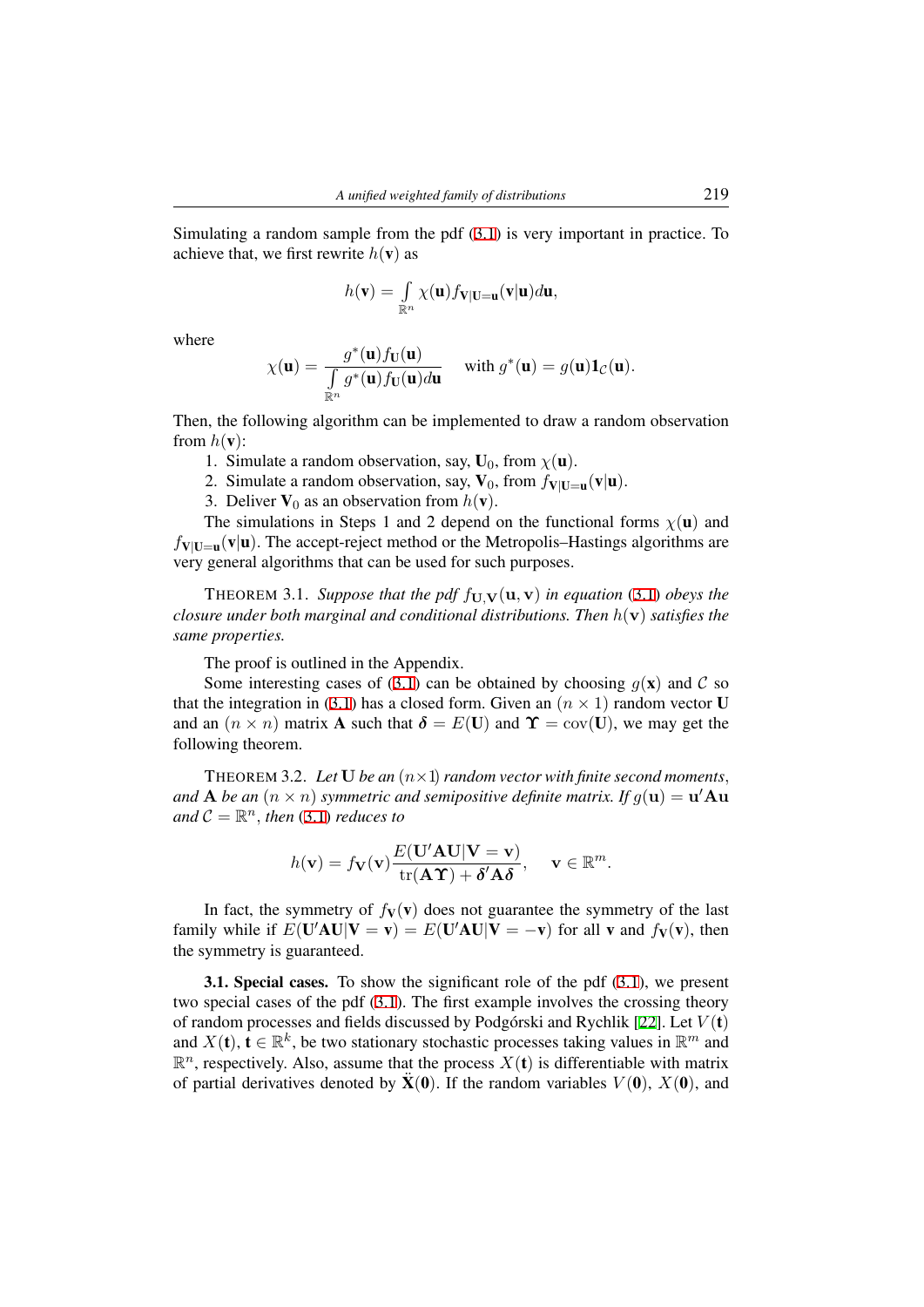Simulating a random sample from the pdf (3.1) is very important in practice. To achieve that, we first rewrite $h(\mathbf{v})$ as

$$h(\mathbf{v}) = \int_{\mathbb{R}^n} \chi(\mathbf{u}) f_{\mathbf{V}|\mathbf{U}=\mathbf{u}}(\mathbf{v}|\mathbf{u}) d\mathbf{u},$$

where

$$\chi(\mathbf{u}) = \frac{g^*(\mathbf{u}) f_{\mathbf{U}}(\mathbf{u})}{\int_{\mathbb{R}^n} g^*(\mathbf{u}) f_{\mathbf{U}}(\mathbf{u}) d\mathbf{u}} \quad \text{with } g^*(\mathbf{u}) = g(\mathbf{u}) \mathbf{1}_{\mathcal{C}}(\mathbf{u}).$$

Then, the following algorithm can be implemented to draw a random observation from $h(\mathbf{v})$:

1. Simulate a random observation, say, $\mathbf{U}_0$, from $\chi(\mathbf{u})$.
2. Simulate a random observation, say, $\mathbf{V}_0$, from $f_{\mathbf{V}|\mathbf{U}=\mathbf{u}}(\mathbf{v}|\mathbf{u})$.
3. Deliver $\mathbf{V}_0$ as an observation from $h(\mathbf{v})$.

The simulations in Steps 1 and 2 depend on the functional forms $\chi(\mathbf{u})$ and $f_{\mathbf{V}|\mathbf{U}=\mathbf{u}}(\mathbf{v}|\mathbf{u})$. The accept-reject method or the Metropolis–Hastings algorithms are very general algorithms that can be used for such purposes.

THEOREM 3.1. *Suppose that the pdf $f_{\mathbf{U},\mathbf{V}}(\mathbf{u}, \mathbf{v})$ in equation (3.1) obeys the closure under both marginal and conditional distributions. Then $h(\mathbf{v})$ satisfies the same properties.*

The proof is outlined in the Appendix.

Some interesting cases of (3.1) can be obtained by choosing $g(\mathbf{x})$ and $\mathcal{C}$ so that the integration in (3.1) has a closed form. Given an $(n \times 1)$ random vector $\mathbf{U}$ and an $(n \times n)$ matrix $\mathbf{A}$ such that $\boldsymbol{\delta} = E(\mathbf{U})$ and $\boldsymbol{\Upsilon} = \text{cov}(\mathbf{U})$, we may get the following theorem.

THEOREM 3.2. *Let $\mathbf{U}$ be an $(n \times 1)$ random vector with finite second moments, and $\mathbf{A}$ be an $(n \times n)$ symmetric and semipositive definite matrix. If $g(\mathbf{u}) = \mathbf{u}'\mathbf{A}\mathbf{u}$ and $\mathcal{C} = \mathbb{R}^n$, then (3.1) reduces to*

$$h(\mathbf{v}) = f_{\mathbf{V}}(\mathbf{v}) \frac{E(\mathbf{U}'\mathbf{A}\mathbf{U}|\mathbf{V} = \mathbf{v})}{\text{tr}(\mathbf{A}\boldsymbol{\Upsilon}) + \boldsymbol{\delta}'\mathbf{A}\boldsymbol{\delta}}, \quad \mathbf{v} \in \mathbb{R}^m.$$

In fact, the symmetry of $f_{\mathbf{V}}(\mathbf{v})$ does not guarantee the symmetry of the last family while if $E(\mathbf{U}'\mathbf{A}\mathbf{U}|\mathbf{V} = \mathbf{v}) = E(\mathbf{U}'\mathbf{A}\mathbf{U}|\mathbf{V} = -\mathbf{v})$ for all $\mathbf{v}$ and $f_{\mathbf{V}}(\mathbf{v})$, then the symmetry is guaranteed.

**3.1. Special cases.** To show the significant role of the pdf (3.1), we present two special cases of the pdf (3.1). The first example involves the crossing theory of random processes and fields discussed by Podgórski and Rychlik [22]. Let $V(\mathbf{t})$ and $X(\mathbf{t})$, $\mathbf{t} \in \mathbb{R}^k$, be two stationary stochastic processes taking values in $\mathbb{R}^m$ and $\mathbb{R}^n$, respectively. Also, assume that the process $X(\mathbf{t})$ is differentiable with matrix of partial derivatives denoted by $\ddot{\mathbf{X}}(\mathbf{0})$. If the random variables $V(\mathbf{0})$, $X(\mathbf{0})$, and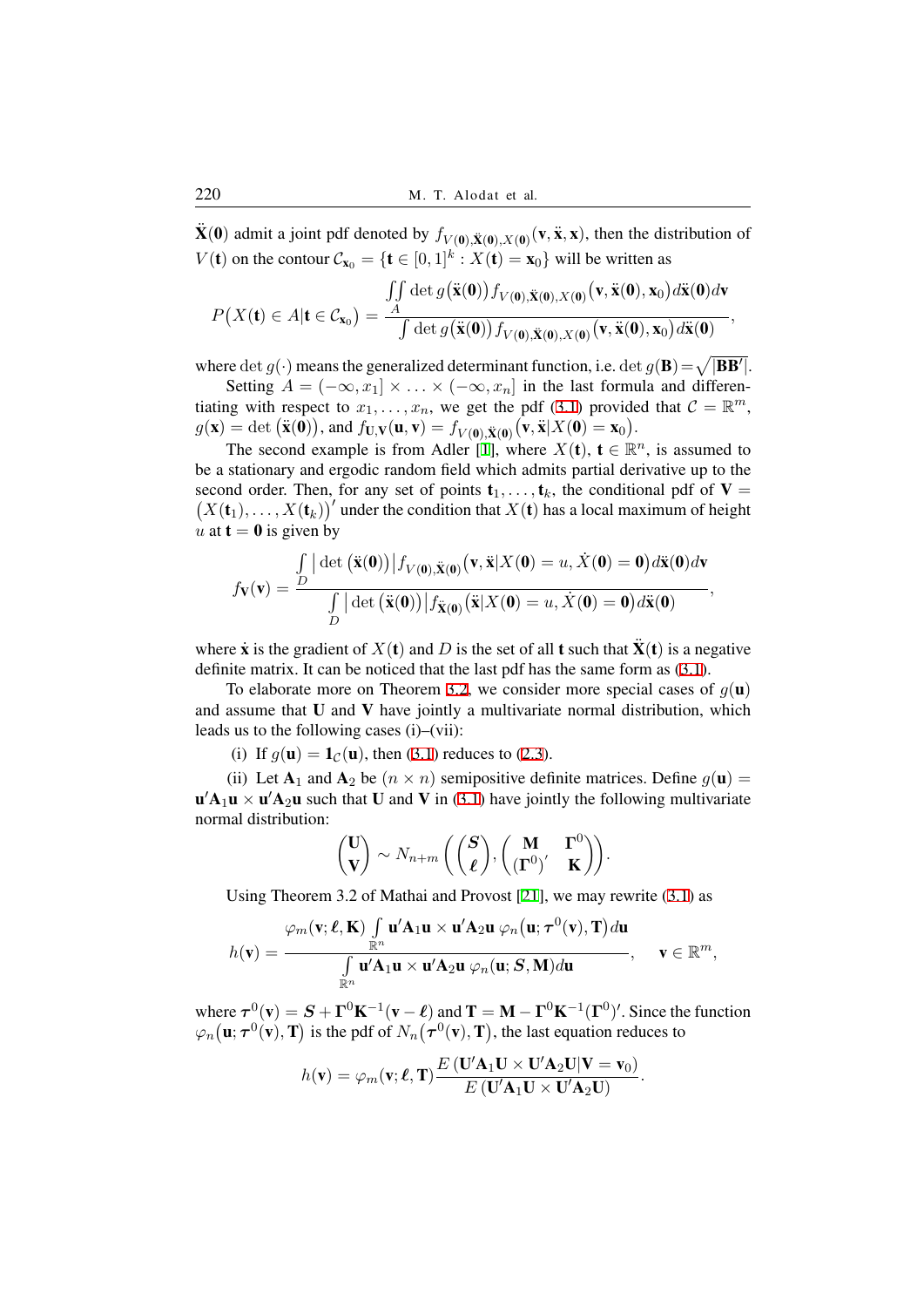$\ddot{\mathbf{X}}(\mathbf{0})$ admit a joint pdf denoted by $f_{V(\mathbf{0}),\ddot{\mathbf{X}}(\mathbf{0}),X(\mathbf{0})}(\mathbf{v}, \ddot{\mathbf{x}}, \mathbf{x})$, then the distribution of $V(\mathbf{t})$ on the contour $\mathcal{C}_{\mathbf{x}_0} = \{\mathbf{t} \in [0,1]^k : X(\mathbf{t}) = \mathbf{x}_0\}$ will be written as

$$P\big(X(\mathbf{t}) \in A | \mathbf{t} \in \mathcal{C}_{\mathbf{x}_0}\big) = \frac{\iint\limits_{A} \det g\big(\ddot{\mathbf{x}}(\mathbf{0})\big) f_{V(\mathbf{0}),\ddot{\mathbf{X}}(\mathbf{0}),X(\mathbf{0})}\big(\mathbf{v}, \ddot{\mathbf{x}}(\mathbf{0}), \mathbf{x}_0\big) d\ddot{\mathbf{x}}(\mathbf{0}) d\mathbf{v}}{\int \det g\big(\ddot{\mathbf{x}}(\mathbf{0})\big) f_{V(\mathbf{0}),\ddot{\mathbf{X}}(\mathbf{0}),X(\mathbf{0})}\big(\mathbf{v}, \ddot{\mathbf{x}}(\mathbf{0}), \mathbf{x}_0\big) d\ddot{\mathbf{x}}(\mathbf{0})},$$

where $\det g(\cdot)$ means the generalized determinant function, i.e. $\det g(\mathbf{B}) = \sqrt{|\mathbf{B}\mathbf{B}'|}$.

Setting $A = (-\infty, x_1] \times \ldots \times (-\infty, x_n]$ in the last formula and differentiating with respect to $x_1, \ldots, x_n$, we get the pdf (3.1) provided that $\mathcal{C} = \mathbb{R}^m$, $g(\mathbf{x}) = \det\big(\ddot{\mathbf{x}}(\mathbf{0})\big)$, and $f_{\mathbf{U},\mathbf{V}}(\mathbf{u}, \mathbf{v}) = f_{V(\mathbf{0}),\ddot{\mathbf{X}}(\mathbf{0})}\big(\mathbf{v}, \ddot{\mathbf{x}} | X(\mathbf{0}) = \mathbf{x}_0\big)$.

The second example is from Adler [1], where $X(\mathbf{t})$, $\mathbf{t} \in \mathbb{R}^n$, is assumed to be a stationary and ergodic random field which admits partial derivative up to the second order. Then, for any set of points $\mathbf{t}_1, \ldots, \mathbf{t}_k$, the conditional pdf of $\mathbf{V} = \big(X(\mathbf{t}_1), \ldots, X(\mathbf{t}_k)\big)'$ under the condition that $X(\mathbf{t})$ has a local maximum of height $u$ at $\mathbf{t} = \mathbf{0}$ is given by

$$f_{\mathbf{V}}(\mathbf{v}) = \frac{\int\limits_{D} \big|\det\big(\ddot{\mathbf{x}}(\mathbf{0})\big)\big| f_{V(\mathbf{0}),\ddot{\mathbf{X}}(\mathbf{0})}\big(\mathbf{v}, \ddot{\mathbf{x}} | X(\mathbf{0}) = u, \dot{X}(\mathbf{0}) = \mathbf{0}\big) d\ddot{\mathbf{x}}(\mathbf{0}) d\mathbf{v}}{\int\limits_{D} \big|\det\big(\ddot{\mathbf{x}}(\mathbf{0})\big)\big| f_{\ddot{\mathbf{X}}(\mathbf{0})}\big(\ddot{\mathbf{x}} | X(\mathbf{0}) = u, \dot{X}(\mathbf{0}) = \mathbf{0}\big) d\ddot{\mathbf{x}}(\mathbf{0})},$$

where $\dot{\mathbf{x}}$ is the gradient of $X(\mathbf{t})$ and $D$ is the set of all $\mathbf{t}$ such that $\ddot{\mathbf{X}}(\mathbf{t})$ is a negative definite matrix. It can be noticed that the last pdf has the same form as (3.1).

To elaborate more on Theorem 3.2, we consider more special cases of $g(\mathbf{u})$ and assume that $\mathbf{U}$ and $\mathbf{V}$ have jointly a multivariate normal distribution, which leads us to the following cases (i)–(vii):

(i) If $g(\mathbf{u}) = \mathbf{1}_{\mathcal{C}}(\mathbf{u})$, then (3.1) reduces to (2.3).

(ii) Let $\mathbf{A}_1$ and $\mathbf{A}_2$ be $(n \times n)$ semipositive definite matrices. Define $g(\mathbf{u}) = \mathbf{u}'\mathbf{A}_1\mathbf{u} \times \mathbf{u}'\mathbf{A}_2\mathbf{u}$ such that $\mathbf{U}$ and $\mathbf{V}$ in (3.1) have jointly the following multivariate normal distribution:

$$\begin{pmatrix} \mathbf{U} \\ \mathbf{V} \end{pmatrix} \sim N_{n+m}\left( \begin{pmatrix} \boldsymbol{S} \\ \boldsymbol{\ell} \end{pmatrix}, \begin{pmatrix} \mathbf{M} & \boldsymbol{\Gamma}^0 \\ (\boldsymbol{\Gamma}^0)' & \mathbf{K} \end{pmatrix} \right).$$

Using Theorem 3.2 of Mathai and Provost [21], we may rewrite (3.1) as

$$h(\mathbf{v}) = \frac{\varphi_m(\mathbf{v}; \boldsymbol{\ell}, \mathbf{K}) \int\limits_{\mathbb{R}^n} \mathbf{u}'\mathbf{A}_1\mathbf{u} \times \mathbf{u}'\mathbf{A}_2\mathbf{u}\, \varphi_n\big(\mathbf{u}; \boldsymbol{\tau}^0(\mathbf{v}), \mathbf{T}\big) d\mathbf{u}}{\int\limits_{\mathbb{R}^n} \mathbf{u}'\mathbf{A}_1\mathbf{u} \times \mathbf{u}'\mathbf{A}_2\mathbf{u}\, \varphi_n(\mathbf{u}; \boldsymbol{S}, \mathbf{M}) d\mathbf{u}}, \quad \mathbf{v} \in \mathbb{R}^m,$$

where $\boldsymbol{\tau}^0(\mathbf{v}) = \boldsymbol{S} + \boldsymbol{\Gamma}^0\mathbf{K}^{-1}(\mathbf{v} - \boldsymbol{\ell})$ and $\mathbf{T} = \mathbf{M} - \boldsymbol{\Gamma}^0\mathbf{K}^{-1}(\boldsymbol{\Gamma}^0)'$. Since the function $\varphi_n\big(\mathbf{u}; \boldsymbol{\tau}^0(\mathbf{v}), \mathbf{T}\big)$ is the pdf of $N_n\big(\boldsymbol{\tau}^0(\mathbf{v}), \mathbf{T}\big)$, the last equation reduces to

$$h(\mathbf{v}) = \varphi_m(\mathbf{v}; \boldsymbol{\ell}, \mathbf{T}) \frac{E\left(\mathbf{U}'\mathbf{A}_1\mathbf{U} \times \mathbf{U}'\mathbf{A}_2\mathbf{U} | \mathbf{V} = \mathbf{v}_0\right)}{E\left(\mathbf{U}'\mathbf{A}_1\mathbf{U} \times \mathbf{U}'\mathbf{A}_2\mathbf{U}\right)}.$$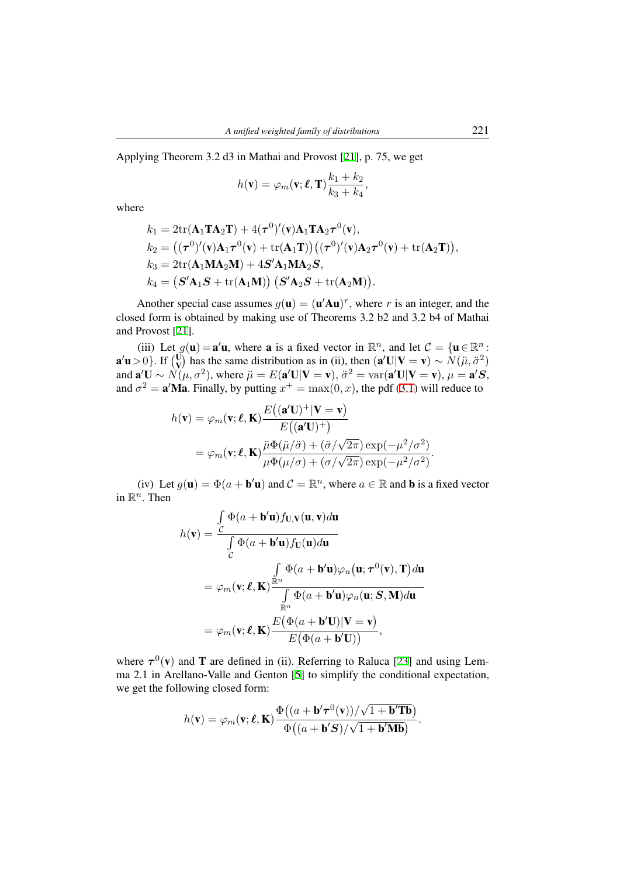Applying Theorem 3.2 d3 in Mathai and Provost [21], p. 75, we get

$$h(\mathbf{v}) = \varphi_m(\mathbf{v}; \boldsymbol{\ell}, \mathbf{T})\frac{k_1 + k_2}{k_3 + k_4},$$

where

$$\begin{aligned}
k_1 &= 2\mathrm{tr}(\mathbf{A}_1\mathbf{T}\mathbf{A}_2\mathbf{T}) + 4(\boldsymbol{\tau}^0)'(\mathbf{v})\mathbf{A}_1\mathbf{T}\mathbf{A}_2\boldsymbol{\tau}^0(\mathbf{v}),\\
k_2 &= \big((\boldsymbol{\tau}^0)'(\mathbf{v})\mathbf{A}_1\boldsymbol{\tau}^0(\mathbf{v}) + \mathrm{tr}(\mathbf{A}_1\mathbf{T})\big)\big((\boldsymbol{\tau}^0)'(\mathbf{v})\mathbf{A}_2\boldsymbol{\tau}^0(\mathbf{v}) + \mathrm{tr}(\mathbf{A}_2\mathbf{T})\big),\\
k_3 &= 2\mathrm{tr}(\mathbf{A}_1\mathbf{M}\mathbf{A}_2\mathbf{M}) + 4\boldsymbol{S}'\mathbf{A}_1\mathbf{M}\mathbf{A}_2\boldsymbol{S},\\
k_4 &= \big(\boldsymbol{S}'\mathbf{A}_1\boldsymbol{S} + \mathrm{tr}(\mathbf{A}_1\mathbf{M})\big)\,\big(\boldsymbol{S}'\mathbf{A}_2\boldsymbol{S} + \mathrm{tr}(\mathbf{A}_2\mathbf{M})\big).
\end{aligned}$$

Another special case assumes $g(\mathbf{u}) = (\mathbf{u}'\mathbf{A}\mathbf{u})^r$, where $r$ is an integer, and the closed form is obtained by making use of Theorems 3.2 b2 and 3.2 b4 of Mathai and Provost [21].

(iii) Let $g(\mathbf{u}) = \mathbf{a}'\mathbf{u}$, where $\mathbf{a}$ is a fixed vector in $\mathbb{R}^n$, and let $\mathcal{C} = \{\mathbf{u} \in \mathbb{R}^n : \mathbf{a}'\mathbf{u} > 0\}$. If $\binom{\mathbf{U}}{\mathbf{V}}$ has the same distribution as in (ii), then $(\mathbf{a}'\mathbf{U}|\mathbf{V} = \mathbf{v}) \sim N(\ddot{\mu}, \ddot{\sigma}^2)$ and $\mathbf{a}'\mathbf{U} \sim N(\mu, \sigma^2)$, where $\ddot{\mu} = E(\mathbf{a}'\mathbf{U}|\mathbf{V} = \mathbf{v})$, $\ddot{\sigma}^2 = \mathrm{var}(\mathbf{a}'\mathbf{U}|\mathbf{V} = \mathbf{v})$, $\mu = \mathbf{a}'\boldsymbol{S}$, and $\sigma^2 = \mathbf{a}'\mathbf{M}\mathbf{a}$. Finally, by putting $x^+ = \max(0, x)$, the pdf (3.1) will reduce to

$$\begin{aligned}
h(\mathbf{v}) &= \varphi_m(\mathbf{v}; \boldsymbol{\ell}, \mathbf{K})\frac{E\big((\mathbf{a}'\mathbf{U})^+|\mathbf{V} = \mathbf{v}\big)}{E\big((\mathbf{a}'\mathbf{U})^+\big)}\\
&= \varphi_m(\mathbf{v}; \boldsymbol{\ell}, \mathbf{K})\frac{\ddot{\mu}\Phi(\ddot{\mu}/\ddot{\sigma}) + (\ddot{\sigma}/\sqrt{2\pi})\exp(-\mu^2/\sigma^2)}{\mu\Phi(\mu/\sigma) + (\sigma/\sqrt{2\pi})\exp(-\mu^2/\sigma^2)}.
\end{aligned}$$

(iv) Let $g(\mathbf{u}) = \Phi(a + \mathbf{b}'\mathbf{u})$ and $\mathcal{C} = \mathbb{R}^n$, where $a \in \mathbb{R}$ and $\mathbf{b}$ is a fixed vector in $\mathbb{R}^n$. Then

$$\begin{aligned}
h(\mathbf{v}) &= \frac{\int_{\mathcal{C}} \Phi(a + \mathbf{b}'\mathbf{u}) f_{\mathbf{U},\mathbf{V}}(\mathbf{u}, \mathbf{v}) d\mathbf{u}}{\int_{\mathcal{C}} \Phi(a + \mathbf{b}'\mathbf{u}) f_{\mathbf{U}}(\mathbf{u}) d\mathbf{u}}\\
&= \varphi_m(\mathbf{v}; \boldsymbol{\ell}, \mathbf{K})\frac{\int_{\mathbb{R}^n} \Phi(a + \mathbf{b}'\mathbf{u})\varphi_n\big(\mathbf{u}; \boldsymbol{\tau}^0(\mathbf{v}), \mathbf{T}\big) d\mathbf{u}}{\int_{\mathbb{R}^n} \Phi(a + \mathbf{b}'\mathbf{u})\varphi_n(\mathbf{u}; \boldsymbol{S}, \mathbf{M}) d\mathbf{u}}\\
&= \varphi_m(\mathbf{v}; \boldsymbol{\ell}, \mathbf{K})\frac{E\big(\Phi(a + \mathbf{b}'\mathbf{U})|\mathbf{V} = \mathbf{v}\big)}{E\big(\Phi(a + \mathbf{b}'\mathbf{U})\big)},
\end{aligned}$$

where $\boldsymbol{\tau}^0(\mathbf{v})$ and $\mathbf{T}$ are defined in (ii). Referring to Raluca [23] and using Lemma 2.1 in Arellano-Valle and Genton [5] to simplify the conditional expectation, we get the following closed form:

$$h(\mathbf{v}) = \varphi_m(\mathbf{v}; \boldsymbol{\ell}, \mathbf{K})\frac{\Phi\big((a + \mathbf{b}'\boldsymbol{\tau}^0(\mathbf{v}))/\sqrt{1 + \mathbf{b}'\mathbf{T}\mathbf{b}}\big)}{\Phi\big((a + \mathbf{b}'\boldsymbol{S})/\sqrt{1 + \mathbf{b}'\mathbf{M}\mathbf{b}}\big)}.$$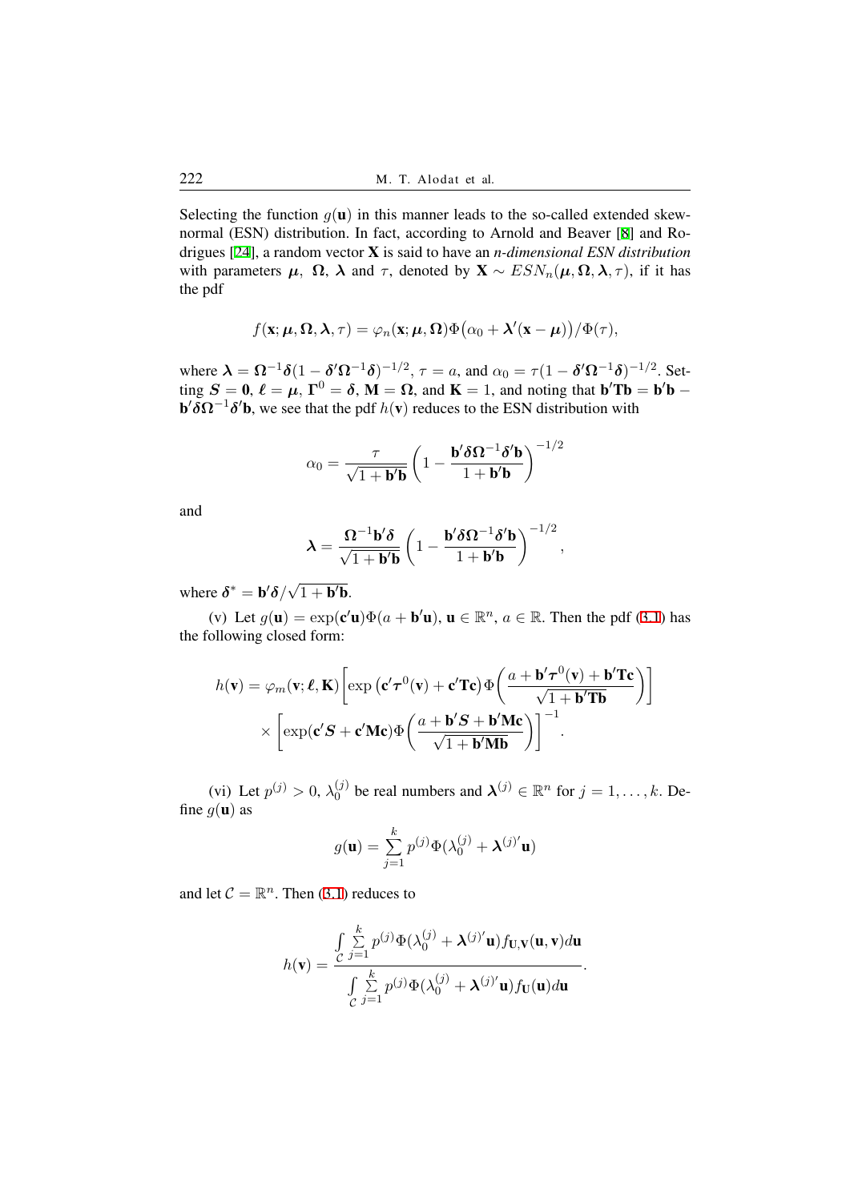Selecting the function $g(\mathbf{u})$ in this manner leads to the so-called extended skew-normal (ESN) distribution. In fact, according to Arnold and Beaver [8] and Rodrigues [24], a random vector $\mathbf{X}$ is said to have an *n-dimensional ESN distribution* with parameters $\boldsymbol{\mu},\ \boldsymbol{\Omega},\ \boldsymbol{\lambda}$ and $\tau$, denoted by $\mathbf{X} \sim ESN_n(\boldsymbol{\mu}, \boldsymbol{\Omega}, \boldsymbol{\lambda}, \tau)$, if it has the pdf

$$f(\mathbf{x}; \boldsymbol{\mu}, \boldsymbol{\Omega}, \boldsymbol{\lambda}, \tau) = \varphi_n(\mathbf{x}; \boldsymbol{\mu}, \boldsymbol{\Omega})\Phi\big(\alpha_0 + \boldsymbol{\lambda}'(\mathbf{x} - \boldsymbol{\mu})\big)/\Phi(\tau),$$

where $\boldsymbol{\lambda} = \boldsymbol{\Omega}^{-1}\boldsymbol{\delta}(1 - \boldsymbol{\delta}'\boldsymbol{\Omega}^{-1}\boldsymbol{\delta})^{-1/2}$, $\tau = a$, and $\alpha_0 = \tau(1 - \boldsymbol{\delta}'\boldsymbol{\Omega}^{-1}\boldsymbol{\delta})^{-1/2}$. Setting $\boldsymbol{S} = \mathbf{0}$, $\boldsymbol{\ell} = \boldsymbol{\mu}$, $\boldsymbol{\Gamma}^0 = \boldsymbol{\delta}$, $\mathbf{M} = \boldsymbol{\Omega}$, and $\mathbf{K} = 1$, and noting that $\mathbf{b}'\mathbf{T}\mathbf{b} = \mathbf{b}'\mathbf{b} - \mathbf{b}'\boldsymbol{\delta}\boldsymbol{\Omega}^{-1}\boldsymbol{\delta}'\mathbf{b}$, we see that the pdf $h(\mathbf{v})$ reduces to the ESN distribution with

$$\alpha_0 = \frac{\tau}{\sqrt{1 + \mathbf{b}'\mathbf{b}}}\left(1 - \frac{\mathbf{b}'\boldsymbol{\delta}\boldsymbol{\Omega}^{-1}\boldsymbol{\delta}'\mathbf{b}}{1 + \mathbf{b}'\mathbf{b}}\right)^{-1/2}$$

and

$$\boldsymbol{\lambda} = \frac{\boldsymbol{\Omega}^{-1}\mathbf{b}'\boldsymbol{\delta}}{\sqrt{1 + \mathbf{b}'\mathbf{b}}}\left(1 - \frac{\mathbf{b}'\boldsymbol{\delta}\boldsymbol{\Omega}^{-1}\boldsymbol{\delta}'\mathbf{b}}{1 + \mathbf{b}'\mathbf{b}}\right)^{-1/2},$$

where $\boldsymbol{\delta}^* = \mathbf{b}'\boldsymbol{\delta}/\sqrt{1 + \mathbf{b}'\mathbf{b}}$.

(v) Let $g(\mathbf{u}) = \exp(\mathbf{c}'\mathbf{u})\Phi(a + \mathbf{b}'\mathbf{u})$, $\mathbf{u} \in \mathbb{R}^n$, $a \in \mathbb{R}$. Then the pdf (3.1) has the following closed form:

$$h(\mathbf{v}) = \varphi_m(\mathbf{v}; \boldsymbol{\ell}, \mathbf{K})\left[\exp\left(\mathbf{c}'\boldsymbol{\tau}^0(\mathbf{v}) + \mathbf{c}'\mathbf{T}\mathbf{c}\right)\Phi\left(\frac{a + \mathbf{b}'\boldsymbol{\tau}^0(\mathbf{v}) + \mathbf{b}'\mathbf{T}\mathbf{c}}{\sqrt{1 + \mathbf{b}'\mathbf{T}\mathbf{b}}}\right)\right] \times \left[\exp(\mathbf{c}'\boldsymbol{S} + \mathbf{c}'\mathbf{M}\mathbf{c})\Phi\left(\frac{a + \mathbf{b}'\boldsymbol{S} + \mathbf{b}'\mathbf{M}\mathbf{c}}{\sqrt{1 + \mathbf{b}'\mathbf{M}\mathbf{b}}}\right)\right]^{-1}.$$

(vi) Let $p^{(j)} > 0$, $\lambda_0^{(j)}$ be real numbers and $\boldsymbol{\lambda}^{(j)} \in \mathbb{R}^n$ for $j = 1, \ldots, k$. Define $g(\mathbf{u})$ as

$$g(\mathbf{u}) = \sum_{j=1}^{k} p^{(j)}\Phi(\lambda_0^{(j)} + \boldsymbol{\lambda}^{(j)'}\mathbf{u})$$

and let $\mathcal{C} = \mathbb{R}^n$. Then (3.1) reduces to

$$h(\mathbf{v}) = \frac{\int_{\mathcal{C}} \sum_{j=1}^{k} p^{(j)}\Phi(\lambda_0^{(j)} + \boldsymbol{\lambda}^{(j)'}\mathbf{u})f_{\mathbf{U},\mathbf{V}}(\mathbf{u}, \mathbf{v})d\mathbf{u}}{\int_{\mathcal{C}} \sum_{j=1}^{k} p^{(j)}\Phi(\lambda_0^{(j)} + \boldsymbol{\lambda}^{(j)'}\mathbf{u})f_{\mathbf{U}}(\mathbf{u})d\mathbf{u}}.$$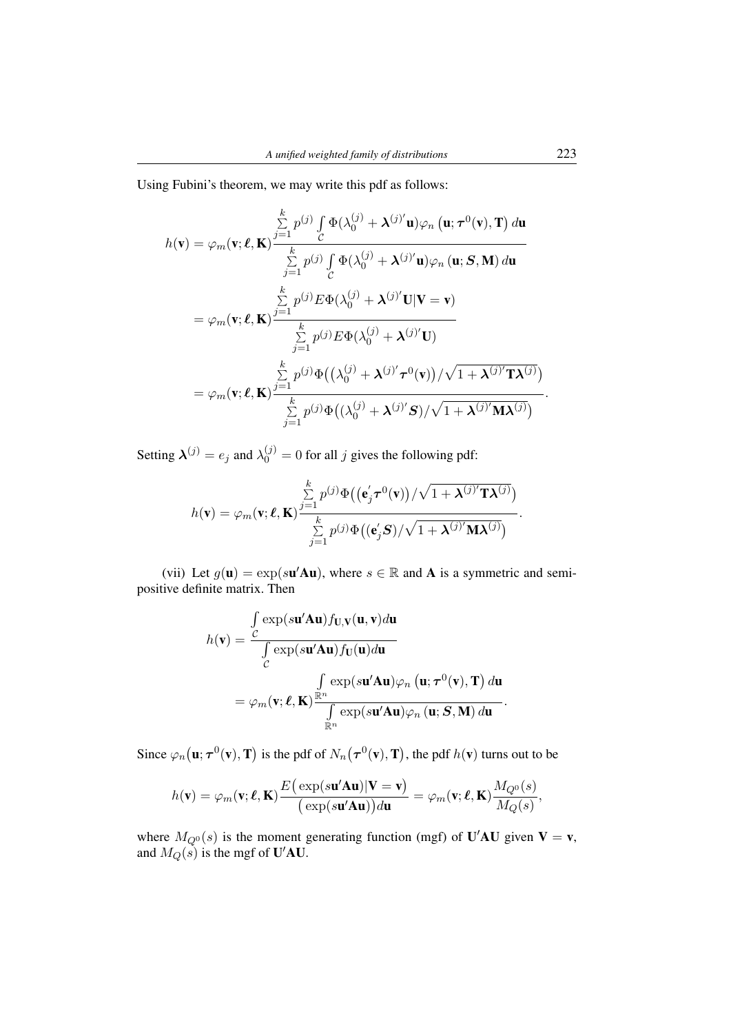Using Fubini's theorem, we may write this pdf as follows:

$$
\begin{aligned}
h(\mathbf{v}) &= \varphi_m(\mathbf{v};\boldsymbol{\ell},\mathbf{K})\frac{\sum\limits_{j=1}^{k} p^{(j)} \int\limits_{\mathcal{C}} \Phi(\lambda_0^{(j)} + \boldsymbol{\lambda}^{(j)'}\mathbf{u})\varphi_n\left(\mathbf{u};\boldsymbol{\tau}^0(\mathbf{v}),\mathbf{T}\right) d\mathbf{u}}{\sum\limits_{j=1}^{k} p^{(j)} \int\limits_{\mathcal{C}} \Phi(\lambda_0^{(j)} + \boldsymbol{\lambda}^{(j)'}\mathbf{u})\varphi_n\left(\mathbf{u};\boldsymbol{S},\mathbf{M}\right) d\mathbf{u}} \\
&= \varphi_m(\mathbf{v};\boldsymbol{\ell},\mathbf{K})\frac{\sum\limits_{j=1}^{k} p^{(j)} E\Phi(\lambda_0^{(j)} + \boldsymbol{\lambda}^{(j)'}\mathbf{U}|\mathbf{V}=\mathbf{v})}{\sum\limits_{j=1}^{k} p^{(j)} E\Phi(\lambda_0^{(j)} + \boldsymbol{\lambda}^{(j)'}\mathbf{U})} \\
&= \varphi_m(\mathbf{v};\boldsymbol{\ell},\mathbf{K})\frac{\sum\limits_{j=1}^{k} p^{(j)} \Phi\big(\big(\lambda_0^{(j)} + \boldsymbol{\lambda}^{(j)'}\boldsymbol{\tau}^0(\mathbf{v})\big)/\sqrt{1+\boldsymbol{\lambda}^{(j)'}\mathbf{T}\boldsymbol{\lambda}^{(j)}}\big)}{\sum\limits_{j=1}^{k} p^{(j)} \Phi\big((\lambda_0^{(j)} + \boldsymbol{\lambda}^{(j)'}\boldsymbol{S})/\sqrt{1+\boldsymbol{\lambda}^{(j)'}\mathbf{M}\boldsymbol{\lambda}^{(j)}}\big)}.
\end{aligned}
$$

Setting $\boldsymbol{\lambda}^{(j)} = e_j$ and $\lambda_0^{(j)} = 0$ for all $j$ gives the following pdf:

$$
h(\mathbf{v}) = \varphi_m(\mathbf{v};\boldsymbol{\ell},\mathbf{K})\frac{\sum\limits_{j=1}^{k} p^{(j)} \Phi\big(\big(\mathbf{e}_j'\boldsymbol{\tau}^0(\mathbf{v})\big)/\sqrt{1+\boldsymbol{\lambda}^{(j)'}\mathbf{T}\boldsymbol{\lambda}^{(j)}}\big)}{\sum\limits_{j=1}^{k} p^{(j)} \Phi\big((\mathbf{e}_j'\boldsymbol{S})/\sqrt{1+\boldsymbol{\lambda}^{(j)'}\mathbf{M}\boldsymbol{\lambda}^{(j)}}\big)}.
$$

(vii) Let $g(\mathbf{u}) = \exp(s\mathbf{u}'\mathbf{A}\mathbf{u})$, where $s \in \mathbb{R}$ and $\mathbf{A}$ is a symmetric and semi-positive definite matrix. Then

$$
\begin{aligned}
h(\mathbf{v}) &= \frac{\int\limits_{\mathcal{C}} \exp(s\mathbf{u}'\mathbf{A}\mathbf{u}) f_{\mathbf{U},\mathbf{V}}(\mathbf{u},\mathbf{v}) d\mathbf{u}}{\int\limits_{\mathcal{C}} \exp(s\mathbf{u}'\mathbf{A}\mathbf{u}) f_{\mathbf{U}}(\mathbf{u}) d\mathbf{u}} \\
&= \varphi_m(\mathbf{v};\boldsymbol{\ell},\mathbf{K})\frac{\int\limits_{\mathbb{R}^n} \exp(s\mathbf{u}'\mathbf{A}\mathbf{u})\varphi_n\left(\mathbf{u};\boldsymbol{\tau}^0(\mathbf{v}),\mathbf{T}\right) d\mathbf{u}}{\int\limits_{\mathbb{R}^n} \exp(s\mathbf{u}'\mathbf{A}\mathbf{u})\varphi_n\left(\mathbf{u};\boldsymbol{S},\mathbf{M}\right) d\mathbf{u}}.
\end{aligned}
$$

Since $\varphi_n\big(\mathbf{u};\boldsymbol{\tau}^0(\mathbf{v}),\mathbf{T}\big)$ is the pdf of $N_n\big(\boldsymbol{\tau}^0(\mathbf{v}),\mathbf{T}\big)$, the pdf $h(\mathbf{v})$ turns out to be

$$
h(\mathbf{v}) = \varphi_m(\mathbf{v};\boldsymbol{\ell},\mathbf{K})\frac{E\big(\exp(s\mathbf{u}'\mathbf{A}\mathbf{u})|\mathbf{V}=\mathbf{v}\big)}{\big(\exp(s\mathbf{u}'\mathbf{A}\mathbf{u})\big)d\mathbf{u}} = \varphi_m(\mathbf{v};\boldsymbol{\ell},\mathbf{K})\frac{M_{Q^0}(s)}{M_Q(s)},
$$

where $M_{Q^0}(s)$ is the moment generating function (mgf) of $\mathbf{U}'\mathbf{A}\mathbf{U}$ given $\mathbf{V}=\mathbf{v}$, and $M_Q(s)$ is the mgf of $\mathbf{U}'\mathbf{A}\mathbf{U}$.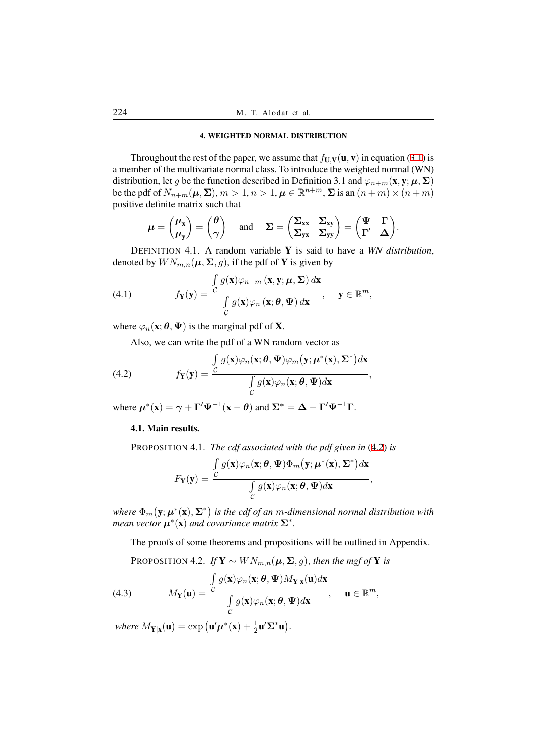## 4. WEIGHTED NORMAL DISTRIBUTION

Throughout the rest of the paper, we assume that $f_{\mathbf{U},\mathbf{V}}(\mathbf{u},\mathbf{v})$ in equation (3.1) is a member of the multivariate normal class. To introduce the weighted normal (WN) distribution, let $g$ be the function described in Definition 3.1 and $\varphi_{n+m}(\mathbf{x},\mathbf{y};\boldsymbol{\mu},\boldsymbol{\Sigma})$ be the pdf of $N_{n+m}(\boldsymbol{\mu},\boldsymbol{\Sigma})$, $m>1$, $n>1$, $\boldsymbol{\mu}\in\mathbb{R}^{n+m}$, $\boldsymbol{\Sigma}$ is an $(n+m)\times(n+m)$ positive definite matrix such that

$$\boldsymbol{\mu}=\begin{pmatrix}\boldsymbol{\mu}_{\mathbf{x}}\\ \boldsymbol{\mu}_{\mathbf{y}}\end{pmatrix}=\begin{pmatrix}\boldsymbol{\theta}\\ \gamma\end{pmatrix}\quad\text{and}\quad \boldsymbol{\Sigma}=\begin{pmatrix}\boldsymbol{\Sigma}_{\mathbf{xx}} & \boldsymbol{\Sigma}_{\mathbf{xy}}\\ \boldsymbol{\Sigma}_{\mathbf{yx}} & \boldsymbol{\Sigma}_{\mathbf{yy}}\end{pmatrix}=\begin{pmatrix}\boldsymbol{\Psi} & \boldsymbol{\Gamma}\\ \boldsymbol{\Gamma}' & \boldsymbol{\Delta}\end{pmatrix}.$$

DEFINITION 4.1. A random variable $\mathbf{Y}$ is said to have a *WN distribution*, denoted by $WN_{m,n}(\boldsymbol{\mu},\boldsymbol{\Sigma},g)$, if the pdf of $\mathbf{Y}$ is given by

$$f_{\mathbf{Y}}(\mathbf{y})=\frac{\int_{\mathcal{C}} g(\mathbf{x})\varphi_{n+m}(\mathbf{x},\mathbf{y};\boldsymbol{\mu},\boldsymbol{\Sigma})\,d\mathbf{x}}{\int_{\mathcal{C}} g(\mathbf{x})\varphi_{n}(\mathbf{x};\boldsymbol{\theta},\boldsymbol{\Psi})\,d\mathbf{x}},\quad \mathbf{y}\in\mathbb{R}^m, \tag{4.1}$$

where $\varphi_n(\mathbf{x};\boldsymbol{\theta},\boldsymbol{\Psi})$ is the marginal pdf of $\mathbf{X}$.

Also, we can write the pdf of a WN random vector as

$$f_{\mathbf{Y}}(\mathbf{y})=\frac{\int_{\mathcal{C}} g(\mathbf{x})\varphi_{n}(\mathbf{x};\boldsymbol{\theta},\boldsymbol{\Psi})\varphi_m\big(\mathbf{y};\boldsymbol{\mu}^*(\mathbf{x}),\boldsymbol{\Sigma}^*\big)d\mathbf{x}}{\int_{\mathcal{C}} g(\mathbf{x})\varphi_{n}(\mathbf{x};\boldsymbol{\theta},\boldsymbol{\Psi})d\mathbf{x}}, \tag{4.2}$$

where $\boldsymbol{\mu}^*(\mathbf{x})=\boldsymbol{\gamma}+\boldsymbol{\Gamma}'\boldsymbol{\Psi}^{-1}(\mathbf{x}-\boldsymbol{\theta})$ and $\boldsymbol{\Sigma}^*=\boldsymbol{\Delta}-\boldsymbol{\Gamma}'\boldsymbol{\Psi}^{-1}\boldsymbol{\Gamma}$.

### 4.1. Main results.

PROPOSITION 4.1. *The cdf associated with the pdf given in* (4.2) *is*

$$F_{\mathbf{Y}}(\mathbf{y})=\frac{\int_{\mathcal{C}} g(\mathbf{x})\varphi_{n}(\mathbf{x};\boldsymbol{\theta},\boldsymbol{\Psi})\Phi_m\big(\mathbf{y};\boldsymbol{\mu}^*(\mathbf{x}),\boldsymbol{\Sigma}^*\big)d\mathbf{x}}{\int_{\mathcal{C}} g(\mathbf{x})\varphi_{n}(\mathbf{x};\boldsymbol{\theta},\boldsymbol{\Psi})d\mathbf{x}},$$

*where* $\Phi_m\big(\mathbf{y};\boldsymbol{\mu}^*(\mathbf{x}),\boldsymbol{\Sigma}^*\big)$ *is the cdf of an* $m$*-dimensional normal distribution with mean vector* $\boldsymbol{\mu}^*(\mathbf{x})$ *and covariance matrix* $\boldsymbol{\Sigma}^*$.

The proofs of some theorems and propositions will be outlined in Appendix.

PROPOSITION 4.2. *If* $\mathbf{Y}\sim WN_{m,n}(\boldsymbol{\mu},\boldsymbol{\Sigma},g)$, *then the mgf of* $\mathbf{Y}$ *is*

$$M_{\mathbf{Y}}(\mathbf{u})=\frac{\int_{\mathcal{C}} g(\mathbf{x})\varphi_{n}(\mathbf{x};\boldsymbol{\theta},\boldsymbol{\Psi})M_{\mathbf{Y}|\mathbf{x}}(\mathbf{u})d\mathbf{x}}{\int_{\mathcal{C}} g(\mathbf{x})\varphi_{n}(\mathbf{x};\boldsymbol{\theta},\boldsymbol{\Psi})d\mathbf{x}},\quad \mathbf{u}\in\mathbb{R}^m, \tag{4.3}$$

*where* $M_{\mathbf{Y}|\mathbf{x}}(\mathbf{u})=\exp\big(\mathbf{u}'\boldsymbol{\mu}^*(\mathbf{x})+\frac{1}{2}\mathbf{u}'\boldsymbol{\Sigma}^*\mathbf{u}\big)$.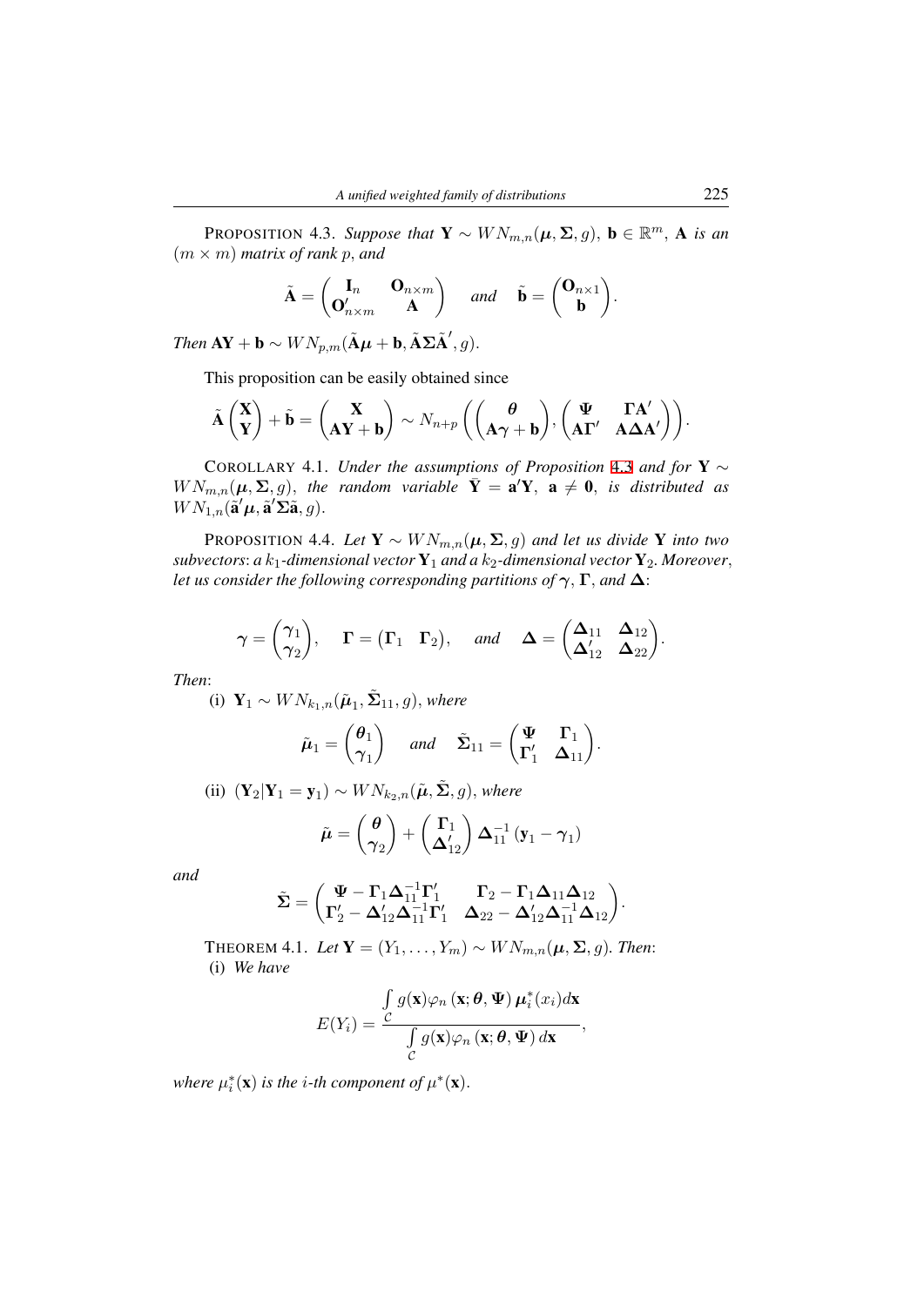PROPOSITION 4.3. *Suppose that* $\mathbf{Y} \sim WN_{m,n}(\boldsymbol{\mu}, \boldsymbol{\Sigma}, g)$, $\mathbf{b} \in \mathbb{R}^m$, $\mathbf{A}$ *is an* $(m \times m)$ *matrix of rank* $p$, *and*

$$\tilde{\mathbf{A}} = \begin{pmatrix} \mathbf{I}_n & \mathbf{O}_{n\times m} \\ \mathbf{O}'_{n\times m} & \mathbf{A} \end{pmatrix} \quad \textit{and} \quad \tilde{\mathbf{b}} = \begin{pmatrix} \mathbf{O}_{n\times 1} \\ \mathbf{b} \end{pmatrix}.$$

*Then* $\mathbf{AY} + \mathbf{b} \sim WN_{p,m}(\tilde{\mathbf{A}}\boldsymbol{\mu} + \mathbf{b}, \tilde{\mathbf{A}}\boldsymbol{\Sigma}\tilde{\mathbf{A}}', g)$.

This proposition can be easily obtained since

$$\tilde{\mathbf{A}} \begin{pmatrix} \mathbf{X} \\ \mathbf{Y} \end{pmatrix} + \tilde{\mathbf{b}} = \begin{pmatrix} \mathbf{X} \\ \mathbf{AY} + \mathbf{b} \end{pmatrix} \sim N_{n+p}\left( \begin{pmatrix} \boldsymbol{\theta} \\ \mathbf{A}\boldsymbol{\gamma} + \mathbf{b} \end{pmatrix}, \begin{pmatrix} \boldsymbol{\Psi} & \boldsymbol{\Gamma}\mathbf{A}' \\ \mathbf{A}\boldsymbol{\Gamma}' & \mathbf{A}\boldsymbol{\Delta}\mathbf{A}' \end{pmatrix} \right).$$

COROLLARY 4.1. *Under the assumptions of Proposition 4.3 and for* $\mathbf{Y} \sim WN_{m,n}(\boldsymbol{\mu}, \boldsymbol{\Sigma}, g)$, *the random variable* $\bar{\mathbf{Y}} = \mathbf{a}'\mathbf{Y}$, $\mathbf{a} \neq \mathbf{0}$, *is distributed as* $WN_{1,n}(\tilde{\mathbf{a}}'\boldsymbol{\mu}, \tilde{\mathbf{a}}'\boldsymbol{\Sigma}\tilde{\mathbf{a}}, g)$.

PROPOSITION 4.4. *Let* $\mathbf{Y} \sim WN_{m,n}(\boldsymbol{\mu}, \boldsymbol{\Sigma}, g)$ *and let us divide* $\mathbf{Y}$ *into two subvectors: a* $k_1$*-dimensional vector* $\mathbf{Y}_1$ *and a* $k_2$*-dimensional vector* $\mathbf{Y}_2$. *Moreover, let us consider the following corresponding partitions of* $\boldsymbol{\gamma}$, $\boldsymbol{\Gamma}$, *and* $\boldsymbol{\Delta}$:

$$\boldsymbol{\gamma} = \begin{pmatrix} \boldsymbol{\gamma}_1 \\ \boldsymbol{\gamma}_2 \end{pmatrix}, \quad \boldsymbol{\Gamma} = \begin{pmatrix} \boldsymbol{\Gamma}_1 & \boldsymbol{\Gamma}_2 \end{pmatrix}, \quad \textit{and} \quad \boldsymbol{\Delta} = \begin{pmatrix} \boldsymbol{\Delta}_{11} & \boldsymbol{\Delta}_{12} \\ \boldsymbol{\Delta}'_{12} & \boldsymbol{\Delta}_{22} \end{pmatrix}.$$

*Then*:

(i) $\mathbf{Y}_1 \sim WN_{k_1,n}(\tilde{\boldsymbol{\mu}}_1, \tilde{\boldsymbol{\Sigma}}_{11}, g)$, *where*

$$\tilde{\boldsymbol{\mu}}_1 = \begin{pmatrix} \boldsymbol{\theta}_1 \\ \boldsymbol{\gamma}_1 \end{pmatrix} \quad \textit{and} \quad \tilde{\boldsymbol{\Sigma}}_{11} = \begin{pmatrix} \boldsymbol{\Psi} & \boldsymbol{\Gamma}_1 \\ \boldsymbol{\Gamma}'_1 & \boldsymbol{\Delta}_{11} \end{pmatrix}.$$

(ii) $(\mathbf{Y}_2 | \mathbf{Y}_1 = \mathbf{y}_1) \sim WN_{k_2,n}(\tilde{\boldsymbol{\mu}}, \tilde{\boldsymbol{\Sigma}}, g)$, *where*

$$\tilde{\boldsymbol{\mu}} = \begin{pmatrix} \boldsymbol{\theta} \\ \boldsymbol{\gamma}_2 \end{pmatrix} + \begin{pmatrix} \boldsymbol{\Gamma}_1 \\ \boldsymbol{\Delta}'_{12} \end{pmatrix} \boldsymbol{\Delta}_{11}^{-1} (\mathbf{y}_1 - \boldsymbol{\gamma}_1)$$

*and*

$$\tilde{\boldsymbol{\Sigma}} = \begin{pmatrix} \boldsymbol{\Psi} - \boldsymbol{\Gamma}_1 \boldsymbol{\Delta}_{11}^{-1} \boldsymbol{\Gamma}'_1 & \boldsymbol{\Gamma}_2 - \boldsymbol{\Gamma}_1 \boldsymbol{\Delta}_{11} \boldsymbol{\Delta}_{12} \\ \boldsymbol{\Gamma}'_2 - \boldsymbol{\Delta}'_{12} \boldsymbol{\Delta}_{11}^{-1} \boldsymbol{\Gamma}'_1 & \boldsymbol{\Delta}_{22} - \boldsymbol{\Delta}'_{12} \boldsymbol{\Delta}_{11}^{-1} \boldsymbol{\Delta}_{12} \end{pmatrix}.$$

THEOREM 4.1. *Let* $\mathbf{Y} = (Y_1, \ldots, Y_m) \sim WN_{m,n}(\boldsymbol{\mu}, \boldsymbol{\Sigma}, g)$. *Then*:

(i) *We have*

$$E(Y_i) = \frac{\int\limits_{\mathcal{C}} g(\mathbf{x}) \varphi_n(\mathbf{x}; \boldsymbol{\theta}, \boldsymbol{\Psi})\, \boldsymbol{\mu}_i^*(x_i) d\mathbf{x}}{\int\limits_{\mathcal{C}} g(\mathbf{x}) \varphi_n(\mathbf{x}; \boldsymbol{\theta}, \boldsymbol{\Psi})\, d\mathbf{x}},$$

*where* $\mu_i^*(\mathbf{x})$ *is the* $i$*-th component of* $\mu^*(\mathbf{x})$.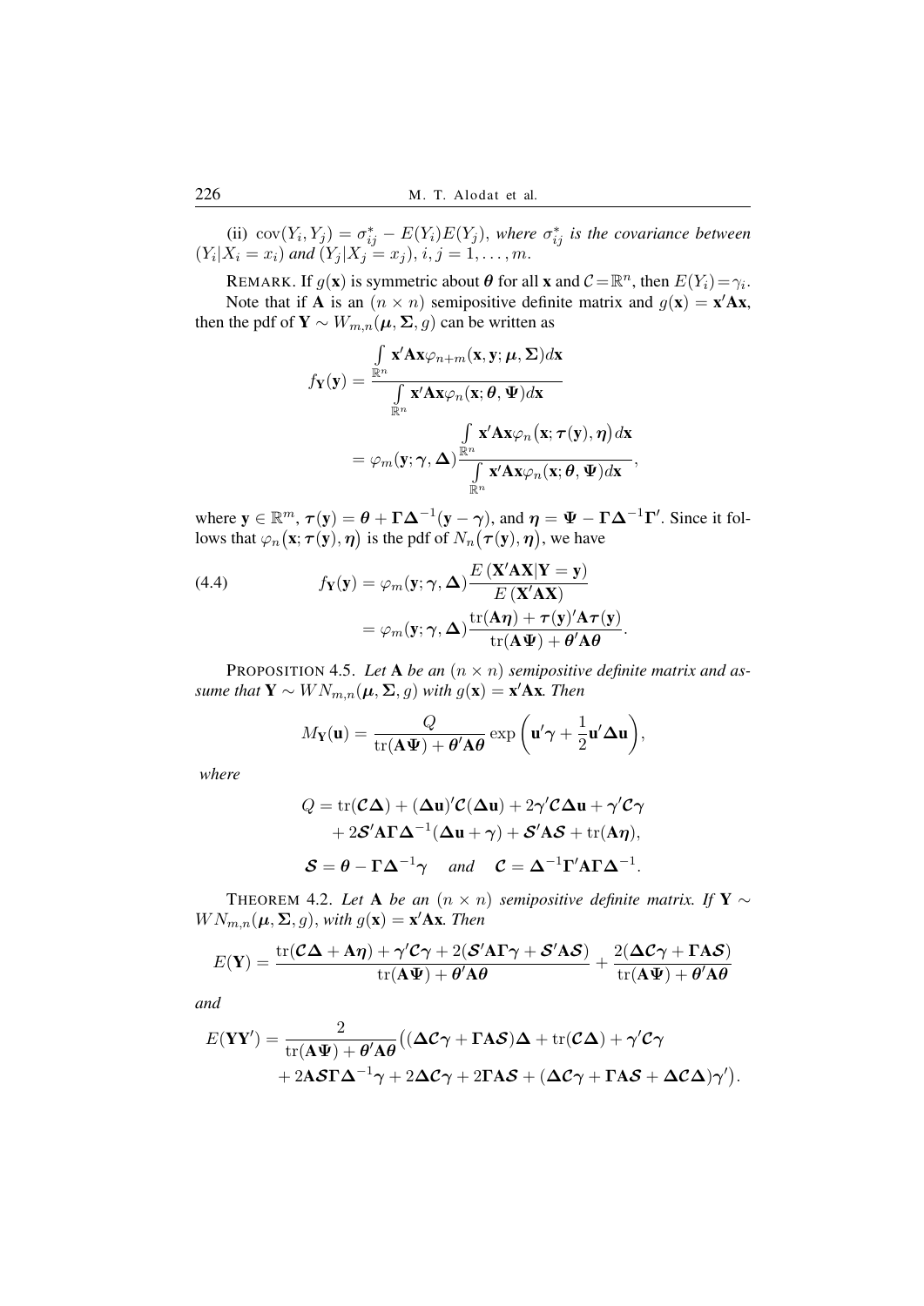(ii) $\operatorname{cov}(Y_i, Y_j) = \sigma^*_{ij} - E(Y_i)E(Y_j)$, *where* $\sigma^*_{ij}$ *is the covariance between* $(Y_i|X_i = x_i)$ *and* $(Y_j|X_j = x_j)$, $i, j = 1, \ldots, m$.

REMARK. If $g(\mathbf{x})$ is symmetric about $\boldsymbol{\theta}$ for all $\mathbf{x}$ and $\mathcal{C} = \mathbb{R}^n$, then $E(Y_i) = \gamma_i$.

Note that if $\mathbf{A}$ is an $(n \times n)$ semipositive definite matrix and $g(\mathbf{x}) = \mathbf{x}'\mathbf{A}\mathbf{x}$, then the pdf of $\mathbf{Y} \sim W_{m,n}(\boldsymbol{\mu}, \boldsymbol{\Sigma}, g)$ can be written as

$$f_{\mathbf{Y}}(\mathbf{y}) = \frac{\int_{\mathbb{R}^n} \mathbf{x}'\mathbf{A}\mathbf{x}\varphi_{n+m}(\mathbf{x}, \mathbf{y}; \boldsymbol{\mu}, \boldsymbol{\Sigma})d\mathbf{x}}{\int_{\mathbb{R}^n} \mathbf{x}'\mathbf{A}\mathbf{x}\varphi_n(\mathbf{x}; \boldsymbol{\theta}, \boldsymbol{\Psi})d\mathbf{x}}$$
$$= \varphi_m(\mathbf{y}; \boldsymbol{\gamma}, \boldsymbol{\Delta})\frac{\int_{\mathbb{R}^n} \mathbf{x}'\mathbf{A}\mathbf{x}\varphi_n\big(\mathbf{x}; \boldsymbol{\tau}(\mathbf{y}), \boldsymbol{\eta}\big)d\mathbf{x}}{\int_{\mathbb{R}^n} \mathbf{x}'\mathbf{A}\mathbf{x}\varphi_n(\mathbf{x}; \boldsymbol{\theta}, \boldsymbol{\Psi})d\mathbf{x}},$$

where $\mathbf{y} \in \mathbb{R}^m$, $\boldsymbol{\tau}(\mathbf{y}) = \boldsymbol{\theta} + \boldsymbol{\Gamma}\boldsymbol{\Delta}^{-1}(\mathbf{y} - \boldsymbol{\gamma})$, and $\boldsymbol{\eta} = \boldsymbol{\Psi} - \boldsymbol{\Gamma}\boldsymbol{\Delta}^{-1}\boldsymbol{\Gamma}'$. Since it follows that $\varphi_n\big(\mathbf{x}; \boldsymbol{\tau}(\mathbf{y}), \boldsymbol{\eta}\big)$ is the pdf of $N_n\big(\boldsymbol{\tau}(\mathbf{y}), \boldsymbol{\eta}\big)$, we have

$$\tag{4.4} f_{\mathbf{Y}}(\mathbf{y}) = \varphi_m(\mathbf{y}; \boldsymbol{\gamma}, \boldsymbol{\Delta})\frac{E\left(\mathbf{X}'\mathbf{A}\mathbf{X}|\mathbf{Y} = \mathbf{y}\right)}{E\left(\mathbf{X}'\mathbf{A}\mathbf{X}\right)} = \varphi_m(\mathbf{y}; \boldsymbol{\gamma}, \boldsymbol{\Delta})\frac{\operatorname{tr}(\mathbf{A}\boldsymbol{\eta}) + \boldsymbol{\tau}(\mathbf{y})'\mathbf{A}\boldsymbol{\tau}(\mathbf{y})}{\operatorname{tr}(\mathbf{A}\boldsymbol{\Psi}) + \boldsymbol{\theta}'\mathbf{A}\boldsymbol{\theta}}.$$

PROPOSITION 4.5. *Let* $\mathbf{A}$ *be an* $(n \times n)$ *semipositive definite matrix and assume that* $\mathbf{Y} \sim WN_{m,n}(\boldsymbol{\mu}, \boldsymbol{\Sigma}, g)$ *with* $g(\mathbf{x}) = \mathbf{x}'\mathbf{A}\mathbf{x}$. *Then*

$$M_{\mathbf{Y}}(\mathbf{u}) = \frac{Q}{\operatorname{tr}(\mathbf{A}\boldsymbol{\Psi}) + \boldsymbol{\theta}'\mathbf{A}\boldsymbol{\theta}}\exp\left(\mathbf{u}'\boldsymbol{\gamma} + \frac{1}{2}\mathbf{u}'\boldsymbol{\Delta}\mathbf{u}\right),$$

*where*

$$Q = \operatorname{tr}(\mathcal{C}\boldsymbol{\Delta}) + (\boldsymbol{\Delta}\mathbf{u})'\mathcal{C}(\boldsymbol{\Delta}\mathbf{u}) + 2\boldsymbol{\gamma}'\mathcal{C}\boldsymbol{\Delta}\mathbf{u} + \boldsymbol{\gamma}'\mathcal{C}\boldsymbol{\gamma} + 2\boldsymbol{\mathcal{S}}'\mathbf{A}\boldsymbol{\Gamma}\boldsymbol{\Delta}^{-1}(\boldsymbol{\Delta}\mathbf{u} + \boldsymbol{\gamma}) + \boldsymbol{\mathcal{S}}'\mathbf{A}\boldsymbol{\mathcal{S}} + \operatorname{tr}(\mathbf{A}\boldsymbol{\eta}),$$

$$\boldsymbol{\mathcal{S}} = \boldsymbol{\theta} - \boldsymbol{\Gamma}\boldsymbol{\Delta}^{-1}\boldsymbol{\gamma} \quad \textit{and} \quad \mathcal{C} = \boldsymbol{\Delta}^{-1}\boldsymbol{\Gamma}'\mathbf{A}\boldsymbol{\Gamma}\boldsymbol{\Delta}^{-1}.$$

THEOREM 4.2. *Let* $\mathbf{A}$ *be an* $(n \times n)$ *semipositive definite matrix. If* $\mathbf{Y} \sim WN_{m,n}(\boldsymbol{\mu}, \boldsymbol{\Sigma}, g)$, *with* $g(\mathbf{x}) = \mathbf{x}'\mathbf{A}\mathbf{x}$. *Then*

$$E(\mathbf{Y}) = \frac{\operatorname{tr}(\mathcal{C}\boldsymbol{\Delta} + \mathbf{A}\boldsymbol{\eta}) + \boldsymbol{\gamma}'\mathcal{C}\boldsymbol{\gamma} + 2(\boldsymbol{\mathcal{S}}'\mathbf{A}\boldsymbol{\Gamma}\boldsymbol{\gamma} + \boldsymbol{\mathcal{S}}'\mathbf{A}\boldsymbol{\mathcal{S}})}{\operatorname{tr}(\mathbf{A}\boldsymbol{\Psi}) + \boldsymbol{\theta}'\mathbf{A}\boldsymbol{\theta}} + \frac{2(\boldsymbol{\Delta}\mathcal{C}\boldsymbol{\gamma} + \boldsymbol{\Gamma}\mathbf{A}\boldsymbol{\mathcal{S}})}{\operatorname{tr}(\mathbf{A}\boldsymbol{\Psi}) + \boldsymbol{\theta}'\mathbf{A}\boldsymbol{\theta}}$$

*and*

$$E(\mathbf{Y}\mathbf{Y}') = \frac{2}{\operatorname{tr}(\mathbf{A}\boldsymbol{\Psi}) + \boldsymbol{\theta}'\mathbf{A}\boldsymbol{\theta}}\big((\boldsymbol{\Delta}\mathcal{C}\boldsymbol{\gamma} + \boldsymbol{\Gamma}\mathbf{A}\boldsymbol{\mathcal{S}})\boldsymbol{\Delta} + \operatorname{tr}(\mathcal{C}\boldsymbol{\Delta}) + \boldsymbol{\gamma}'\mathcal{C}\boldsymbol{\gamma} + 2\mathbf{A}\boldsymbol{\mathcal{S}}\boldsymbol{\Gamma}\boldsymbol{\Delta}^{-1}\boldsymbol{\gamma} + 2\boldsymbol{\Delta}\mathcal{C}\boldsymbol{\gamma} + 2\boldsymbol{\Gamma}\mathbf{A}\boldsymbol{\mathcal{S}} + (\boldsymbol{\Delta}\mathcal{C}\boldsymbol{\gamma} + \boldsymbol{\Gamma}\mathbf{A}\boldsymbol{\mathcal{S}} + \boldsymbol{\Delta}\mathcal{C}\boldsymbol{\Delta})\boldsymbol{\gamma}'\big).$$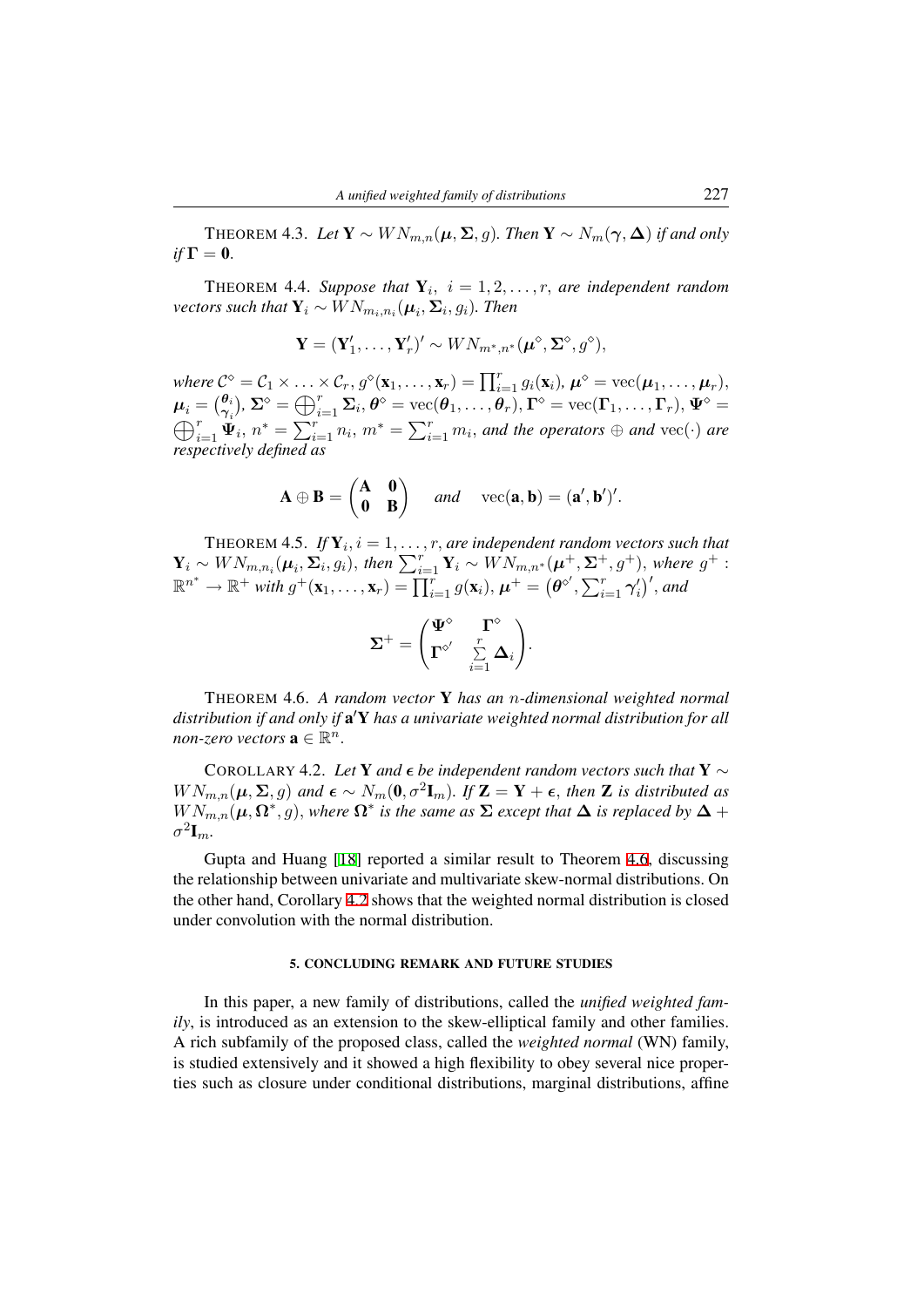THEOREM 4.3. *Let* $\mathbf{Y} \sim WN_{m,n}(\boldsymbol{\mu}, \boldsymbol{\Sigma}, g)$. *Then* $\mathbf{Y} \sim N_m(\boldsymbol{\gamma}, \boldsymbol{\Delta})$ *if and only if* $\boldsymbol{\Gamma} = \mathbf{0}$.

THEOREM 4.4. *Suppose that* $\mathbf{Y}_i,\ i = 1, 2, \ldots, r$, *are independent random vectors such that* $\mathbf{Y}_i \sim WN_{m_i,n_i}(\boldsymbol{\mu}_i, \boldsymbol{\Sigma}_i, g_i)$. *Then*

$$\mathbf{Y} = (\mathbf{Y}_1', \ldots, \mathbf{Y}_r')' \sim WN_{m^*,n^*}(\boldsymbol{\mu}^\diamond, \boldsymbol{\Sigma}^\diamond, g^\diamond),$$

*where* $\mathcal{C}^\diamond = \mathcal{C}_1 \times \ldots \times \mathcal{C}_r$, $g^\diamond(\mathbf{x}_1, \ldots, \mathbf{x}_r) = \prod_{i=1}^r g_i(\mathbf{x}_i)$, $\boldsymbol{\mu}^\diamond = \mathrm{vec}(\boldsymbol{\mu}_1, \ldots, \boldsymbol{\mu}_r)$, $\boldsymbol{\mu}_i = \binom{\boldsymbol{\theta}_i}{\boldsymbol{\gamma}_i}$, $\boldsymbol{\Sigma}^\diamond = \bigoplus_{i=1}^r \boldsymbol{\Sigma}_i$, $\boldsymbol{\theta}^\diamond = \mathrm{vec}(\boldsymbol{\theta}_1, \ldots, \boldsymbol{\theta}_r)$, $\boldsymbol{\Gamma}^\diamond = \mathrm{vec}(\boldsymbol{\Gamma}_1, \ldots, \boldsymbol{\Gamma}_r)$, $\boldsymbol{\Psi}^\diamond = \bigoplus_{i=1}^r \boldsymbol{\Psi}_i$, $n^* = \sum_{i=1}^r n_i$, $m^* = \sum_{i=1}^r m_i$, *and the operators* $\oplus$ *and* $\mathrm{vec}(\cdot)$ *are respectively defined as*

$$\mathbf{A} \oplus \mathbf{B} = \begin{pmatrix} \mathbf{A} & \mathbf{0} \\ \mathbf{0} & \mathbf{B} \end{pmatrix} \quad \text{and} \quad \mathrm{vec}(\mathbf{a}, \mathbf{b}) = (\mathbf{a}', \mathbf{b}')'.$$

THEOREM 4.5. *If* $\mathbf{Y}_i, i = 1, \ldots, r$, *are independent random vectors such that* $\mathbf{Y}_i \sim WN_{m,n_i}(\boldsymbol{\mu}_i, \boldsymbol{\Sigma}_i, g_i)$, *then* $\sum_{i=1}^r \mathbf{Y}_i \sim WN_{m,n^*}(\boldsymbol{\mu}^+, \boldsymbol{\Sigma}^+, g^+)$, *where* $g^+ : \mathbb{R}^{n^*} \to \mathbb{R}^+$ *with* $g^+(\mathbf{x}_1, \ldots, \mathbf{x}_r) = \prod_{i=1}^r g(\mathbf{x}_i)$, $\boldsymbol{\mu}^+ = \left(\boldsymbol{\theta}^{\diamond\prime}, \sum_{i=1}^r \boldsymbol{\gamma}_i'\right)'$, *and*

$$\boldsymbol{\Sigma}^+ = \begin{pmatrix} \boldsymbol{\Psi}^\diamond & \boldsymbol{\Gamma}^\diamond \\ \boldsymbol{\Gamma}^{\diamond\prime} & \sum\limits_{i=1}^r \boldsymbol{\Delta}_i \end{pmatrix}.$$

THEOREM 4.6. *A random vector* $\mathbf{Y}$ *has an* $n$*-dimensional weighted normal distribution if and only if* $\mathbf{a}'\mathbf{Y}$ *has a univariate weighted normal distribution for all non-zero vectors* $\mathbf{a} \in \mathbb{R}^n$.

COROLLARY 4.2. *Let* $\mathbf{Y}$ *and* $\boldsymbol{\epsilon}$ *be independent random vectors such that* $\mathbf{Y} \sim WN_{m,n}(\boldsymbol{\mu}, \boldsymbol{\Sigma}, g)$ *and* $\boldsymbol{\epsilon} \sim N_m(\mathbf{0}, \sigma^2\mathbf{I}_m)$. *If* $\mathbf{Z} = \mathbf{Y} + \boldsymbol{\epsilon}$, *then* $\mathbf{Z}$ *is distributed as* $WN_{m,n}(\boldsymbol{\mu}, \boldsymbol{\Omega}^*, g)$, *where* $\boldsymbol{\Omega}^*$ *is the same as* $\boldsymbol{\Sigma}$ *except that* $\boldsymbol{\Delta}$ *is replaced by* $\boldsymbol{\Delta} + \sigma^2\mathbf{I}_m$.

Gupta and Huang [18] reported a similar result to Theorem 4.6, discussing the relationship between univariate and multivariate skew-normal distributions. On the other hand, Corollary 4.2 shows that the weighted normal distribution is closed under convolution with the normal distribution.

## 5. CONCLUDING REMARK AND FUTURE STUDIES

In this paper, a new family of distributions, called the *unified weighted family*, is introduced as an extension to the skew-elliptical family and other families. A rich subfamily of the proposed class, called the *weighted normal* (WN) family, is studied extensively and it showed a high flexibility to obey several nice properties such as closure under conditional distributions, marginal distributions, affine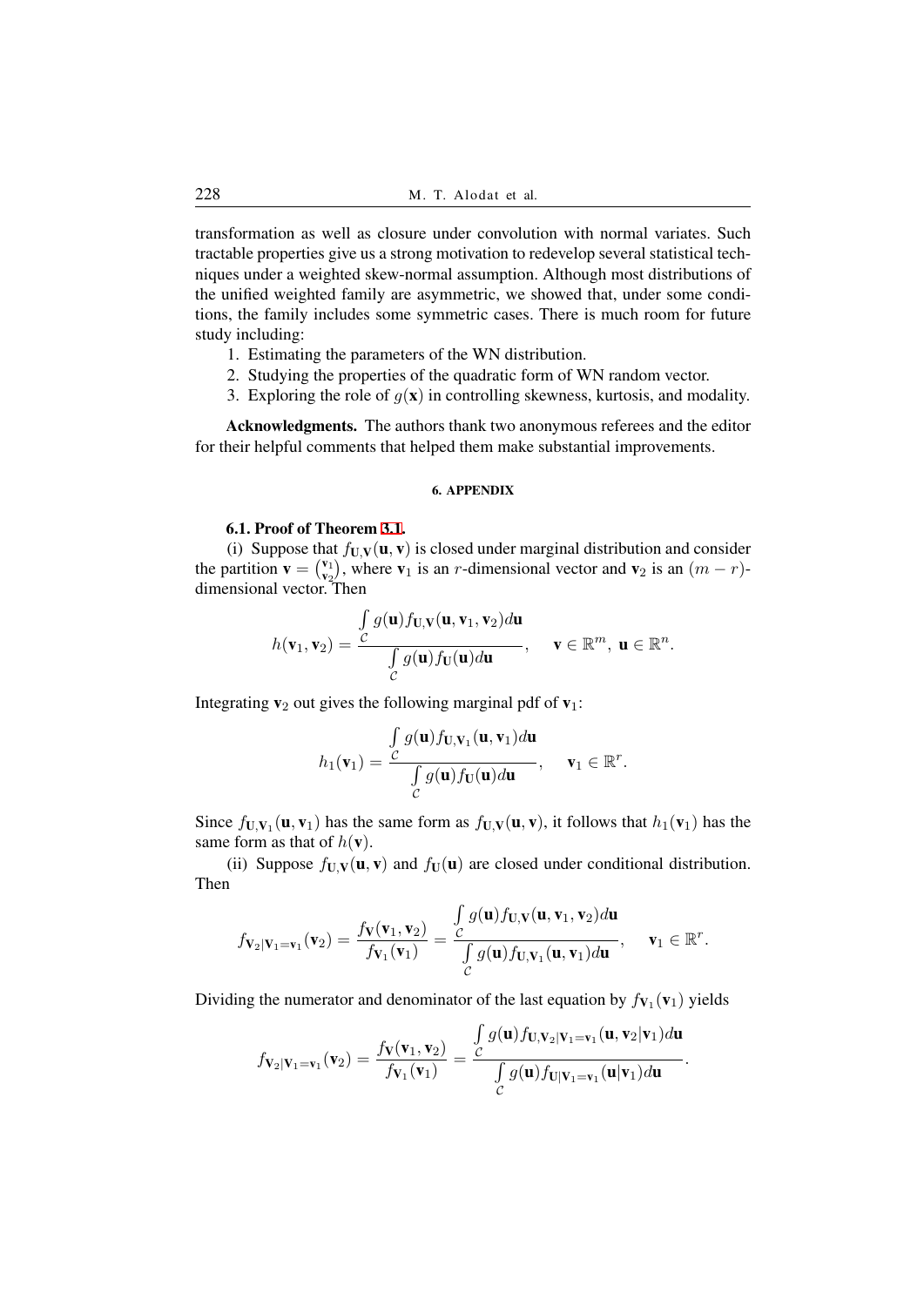transformation as well as closure under convolution with normal variates. Such tractable properties give us a strong motivation to redevelop several statistical techniques under a weighted skew-normal assumption. Although most distributions of the unified weighted family are asymmetric, we showed that, under some conditions, the family includes some symmetric cases. There is much room for future study including:

1. Estimating the parameters of the WN distribution.
2. Studying the properties of the quadratic form of WN random vector.
3. Exploring the role of $g(\mathbf{x})$ in controlling skewness, kurtosis, and modality.

**Acknowledgments.** The authors thank two anonymous referees and the editor for their helpful comments that helped them make substantial improvements.

## 6. APPENDIX

### 6.1. Proof of Theorem 3.1.

(i) Suppose that $f_{\mathbf{U},\mathbf{V}}(\mathbf{u},\mathbf{v})$ is closed under marginal distribution and consider the partition $\mathbf{v} = \binom{\mathbf{v}_1}{\mathbf{v}_2}$, where $\mathbf{v}_1$ is an $r$-dimensional vector and $\mathbf{v}_2$ is an $(m-r)$-dimensional vector. Then

$$h(\mathbf{v}_1, \mathbf{v}_2) = \frac{\int\limits_{\mathcal{C}} g(\mathbf{u}) f_{\mathbf{U},\mathbf{V}}(\mathbf{u}, \mathbf{v}_1, \mathbf{v}_2) d\mathbf{u}}{\int\limits_{\mathcal{C}} g(\mathbf{u}) f_{\mathbf{U}}(\mathbf{u}) d\mathbf{u}}, \quad \mathbf{v} \in \mathbb{R}^m,\ \mathbf{u} \in \mathbb{R}^n.$$

Integrating $\mathbf{v}_2$ out gives the following marginal pdf of $\mathbf{v}_1$:

$$h_1(\mathbf{v}_1) = \frac{\int\limits_{\mathcal{C}} g(\mathbf{u}) f_{\mathbf{U},\mathbf{V}_1}(\mathbf{u}, \mathbf{v}_1) d\mathbf{u}}{\int\limits_{\mathcal{C}} g(\mathbf{u}) f_{\mathbf{U}}(\mathbf{u}) d\mathbf{u}}, \quad \mathbf{v}_1 \in \mathbb{R}^r.$$

Since $f_{\mathbf{U},\mathbf{V}_1}(\mathbf{u},\mathbf{v}_1)$ has the same form as $f_{\mathbf{U},\mathbf{V}}(\mathbf{u},\mathbf{v})$, it follows that $h_1(\mathbf{v}_1)$ has the same form as that of $h(\mathbf{v})$.

(ii) Suppose $f_{\mathbf{U},\mathbf{V}}(\mathbf{u},\mathbf{v})$ and $f_{\mathbf{U}}(\mathbf{u})$ are closed under conditional distribution. Then

$$f_{\mathbf{V}_2|\mathbf{V}_1=\mathbf{v}_1}(\mathbf{v}_2) = \frac{f_{\mathbf{V}}(\mathbf{v}_1, \mathbf{v}_2)}{f_{\mathbf{V}_1}(\mathbf{v}_1)} = \frac{\int\limits_{\mathcal{C}} g(\mathbf{u}) f_{\mathbf{U},\mathbf{V}}(\mathbf{u}, \mathbf{v}_1, \mathbf{v}_2) d\mathbf{u}}{\int\limits_{\mathcal{C}} g(\mathbf{u}) f_{\mathbf{U},\mathbf{V}_1}(\mathbf{u}, \mathbf{v}_1) d\mathbf{u}}, \quad \mathbf{v}_1 \in \mathbb{R}^r.$$

Dividing the numerator and denominator of the last equation by $f_{\mathbf{V}_1}(\mathbf{v}_1)$ yields

$$f_{\mathbf{V}_2|\mathbf{V}_1=\mathbf{v}_1}(\mathbf{v}_2) = \frac{f_{\mathbf{V}}(\mathbf{v}_1, \mathbf{v}_2)}{f_{\mathbf{V}_1}(\mathbf{v}_1)} = \frac{\int\limits_{\mathcal{C}} g(\mathbf{u}) f_{\mathbf{U},\mathbf{V}_2|\mathbf{V}_1=\mathbf{v}_1}(\mathbf{u}, \mathbf{v}_2|\mathbf{v}_1) d\mathbf{u}}{\int\limits_{\mathcal{C}} g(\mathbf{u}) f_{\mathbf{U}|\mathbf{V}_1=\mathbf{v}_1}(\mathbf{u}|\mathbf{v}_1) d\mathbf{u}}.$$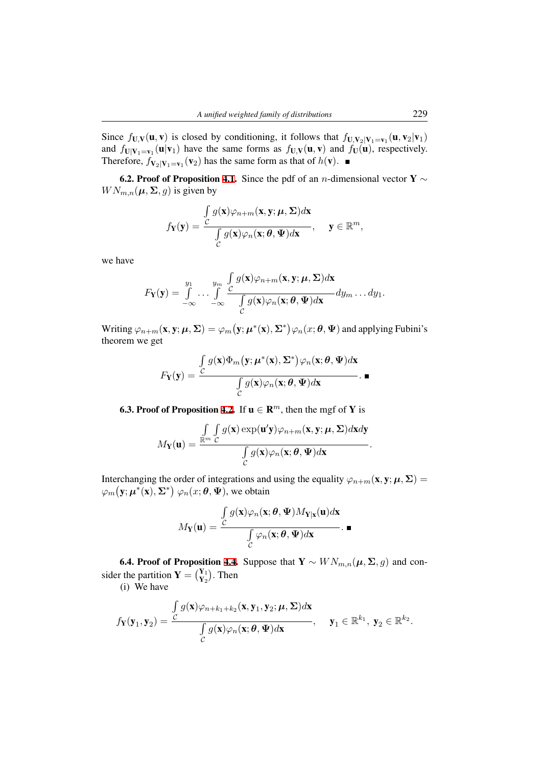Since $f_{\mathbf{U},\mathbf{V}}(\mathbf{u},\mathbf{v})$ is closed by conditioning, it follows that $f_{\mathbf{U},\mathbf{V}_2|\mathbf{V}_1=\mathbf{v}_1}(\mathbf{u},\mathbf{v}_2|\mathbf{v}_1)$ and $f_{\mathbf{U}|\mathbf{V}_1=\mathbf{v}_1}(\mathbf{u}|\mathbf{v}_1)$ have the same forms as $f_{\mathbf{U},\mathbf{V}}(\mathbf{u},\mathbf{v})$ and $f_{\mathbf{U}}(\mathbf{u})$, respectively. Therefore, $f_{\mathbf{V}_2|\mathbf{V}_1=\mathbf{v}_1}(\mathbf{v}_2)$ has the same form as that of $h(\mathbf{v})$. ∎

**6.2. Proof of Proposition 4.1.** Since the pdf of an $n$-dimensional vector $\mathbf{Y} \sim WN_{m,n}(\boldsymbol{\mu}, \boldsymbol{\Sigma}, g)$ is given by

$$f_{\mathbf{Y}}(\mathbf{y}) = \frac{\int_{\mathcal{C}} g(\mathbf{x})\varphi_{n+m}(\mathbf{x},\mathbf{y};\boldsymbol{\mu},\boldsymbol{\Sigma})d\mathbf{x}}{\int_{\mathcal{C}} g(\mathbf{x})\varphi_n(\mathbf{x};\boldsymbol{\theta},\boldsymbol{\Psi})d\mathbf{x}}, \quad \mathbf{y} \in \mathbb{R}^m,$$

we have

$$F_{\mathbf{Y}}(\mathbf{y}) = \int_{-\infty}^{y_1} \cdots \int_{-\infty}^{y_m} \frac{\int_{\mathcal{C}} g(\mathbf{x})\varphi_{n+m}(\mathbf{x},\mathbf{y};\boldsymbol{\mu},\boldsymbol{\Sigma})d\mathbf{x}}{\int_{\mathcal{C}} g(\mathbf{x})\varphi_n(\mathbf{x};\boldsymbol{\theta},\boldsymbol{\Psi})d\mathbf{x}} dy_m \dots dy_1.$$

Writing $\varphi_{n+m}(\mathbf{x},\mathbf{y};\boldsymbol{\mu},\boldsymbol{\Sigma}) = \varphi_m\big(\mathbf{y};\boldsymbol{\mu}^*(\mathbf{x}),\boldsymbol{\Sigma}^*\big)\varphi_n(x;\boldsymbol{\theta},\boldsymbol{\Psi})$ and applying Fubini's theorem we get

$$F_{\mathbf{Y}}(\mathbf{y}) = \frac{\int_{\mathcal{C}} g(\mathbf{x})\Phi_m\big(\mathbf{y};\boldsymbol{\mu}^*(\mathbf{x}),\boldsymbol{\Sigma}^*\big)\varphi_n(\mathbf{x};\boldsymbol{\theta},\boldsymbol{\Psi})d\mathbf{x}}{\int_{\mathcal{C}} g(\mathbf{x})\varphi_n(\mathbf{x};\boldsymbol{\theta},\boldsymbol{\Psi})d\mathbf{x}}. \ ∎$$

**6.3. Proof of Proposition 4.2.** If $\mathbf{u} \in \mathbf{R}^m$, then the mgf of $\mathbf{Y}$ is

$$M_{\mathbf{Y}}(\mathbf{u}) = \frac{\int_{\mathbb{R}^m}\int_{\mathcal{C}} g(\mathbf{x})\exp(\mathbf{u}'\mathbf{y})\varphi_{n+m}(\mathbf{x},\mathbf{y};\boldsymbol{\mu},\boldsymbol{\Sigma})d\mathbf{x}d\mathbf{y}}{\int_{\mathcal{C}} g(\mathbf{x})\varphi_n(\mathbf{x};\boldsymbol{\theta},\boldsymbol{\Psi})d\mathbf{x}}.$$

Interchanging the order of integrations and using the equality $\varphi_{n+m}(\mathbf{x},\mathbf{y};\boldsymbol{\mu},\boldsymbol{\Sigma}) = \varphi_m\big(\mathbf{y};\boldsymbol{\mu}^*(\mathbf{x}),\boldsymbol{\Sigma}^*\big)\ \varphi_n(x;\boldsymbol{\theta},\boldsymbol{\Psi})$, we obtain

$$M_{\mathbf{Y}}(\mathbf{u}) = \frac{\int_{\mathcal{C}} g(\mathbf{x})\varphi_n(\mathbf{x};\boldsymbol{\theta},\boldsymbol{\Psi})M_{\mathbf{Y}|\mathbf{x}}(\mathbf{u})d\mathbf{x}}{\int_{\mathcal{C}} \varphi_n(\mathbf{x};\boldsymbol{\theta},\boldsymbol{\Psi})d\mathbf{x}}. \ ∎$$

**6.4. Proof of Proposition 4.4.** Suppose that $\mathbf{Y} \sim WN_{m,n}(\boldsymbol{\mu},\boldsymbol{\Sigma},g)$ and consider the partition $\mathbf{Y} = \binom{\mathbf{Y}_1}{\mathbf{Y}_2}$. Then

(i) We have

$$f_{\mathbf{Y}}(\mathbf{y}_1,\mathbf{y}_2) = \frac{\int_{\mathcal{C}} g(\mathbf{x})\varphi_{n+k_1+k_2}(\mathbf{x},\mathbf{y}_1,\mathbf{y}_2;\boldsymbol{\mu},\boldsymbol{\Sigma})d\mathbf{x}}{\int_{\mathcal{C}} g(\mathbf{x})\varphi_n(\mathbf{x};\boldsymbol{\theta},\boldsymbol{\Psi})d\mathbf{x}}, \quad \mathbf{y}_1 \in \mathbb{R}^{k_1},\ \mathbf{y}_2 \in \mathbb{R}^{k_2}.$$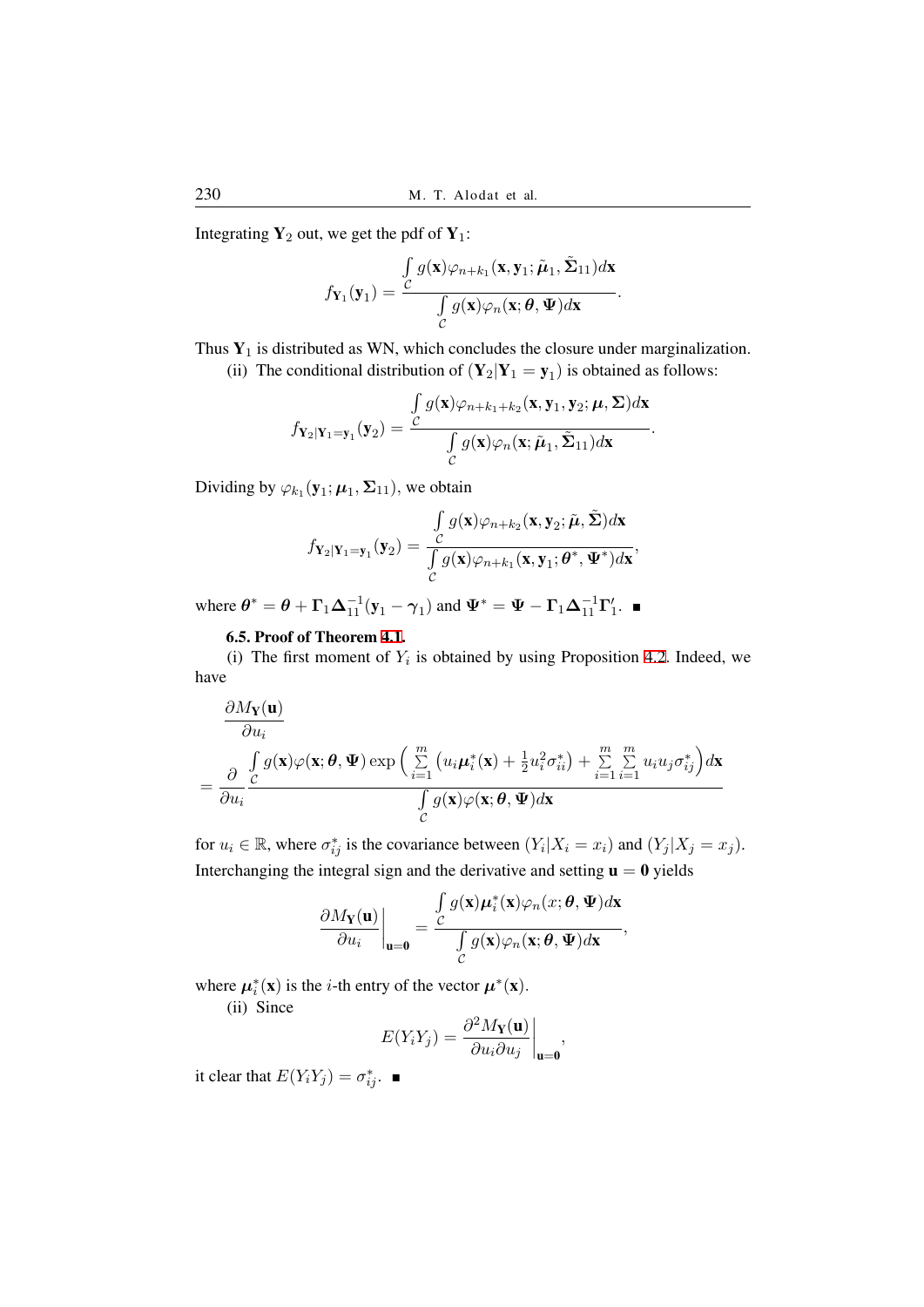Integrating $\mathbf{Y}_2$ out, we get the pdf of $\mathbf{Y}_1$:

$$f_{\mathbf{Y}_1}(\mathbf{y}_1) = \frac{\int\limits_{\mathcal{C}} g(\mathbf{x})\varphi_{n+k_1}(\mathbf{x}, \mathbf{y}_1; \tilde{\boldsymbol{\mu}}_1, \tilde{\boldsymbol{\Sigma}}_{11})d\mathbf{x}}{\int\limits_{\mathcal{C}} g(\mathbf{x})\varphi_n(\mathbf{x}; \boldsymbol{\theta}, \boldsymbol{\Psi})d\mathbf{x}}.$$

Thus $\mathbf{Y}_1$ is distributed as WN, which concludes the closure under marginalization.

(ii) The conditional distribution of $(\mathbf{Y}_2|\mathbf{Y}_1 = \mathbf{y}_1)$ is obtained as follows:

$$f_{\mathbf{Y}_2|\mathbf{Y}_1=\mathbf{y}_1}(\mathbf{y}_2) = \frac{\int\limits_{\mathcal{C}} g(\mathbf{x})\varphi_{n+k_1+k_2}(\mathbf{x}, \mathbf{y}_1, \mathbf{y}_2; \boldsymbol{\mu}, \boldsymbol{\Sigma})d\mathbf{x}}{\int\limits_{\mathcal{C}} g(\mathbf{x})\varphi_n(\mathbf{x}; \tilde{\boldsymbol{\mu}}_1, \tilde{\boldsymbol{\Sigma}}_{11})d\mathbf{x}}.$$

Dividing by $\varphi_{k_1}(\mathbf{y}_1; \boldsymbol{\mu}_1, \boldsymbol{\Sigma}_{11})$, we obtain

$$f_{\mathbf{Y}_2|\mathbf{Y}_1=\mathbf{y}_1}(\mathbf{y}_2) = \frac{\int\limits_{\mathcal{C}} g(\mathbf{x})\varphi_{n+k_2}(\mathbf{x}, \mathbf{y}_2; \tilde{\boldsymbol{\mu}}, \tilde{\boldsymbol{\Sigma}})d\mathbf{x}}{\int\limits_{\mathcal{C}} g(\mathbf{x})\varphi_{n+k_1}(\mathbf{x}, \mathbf{y}_1; \boldsymbol{\theta}^*, \boldsymbol{\Psi}^*)d\mathbf{x}},$$

where $\boldsymbol{\theta}^* = \boldsymbol{\theta} + \boldsymbol{\Gamma}_1\boldsymbol{\Delta}_{11}^{-1}(\mathbf{y}_1 - \boldsymbol{\gamma}_1)$ and $\boldsymbol{\Psi}^* = \boldsymbol{\Psi} - \boldsymbol{\Gamma}_1\boldsymbol{\Delta}_{11}^{-1}\boldsymbol{\Gamma}_1'$. ■

**6.5. Proof of Theorem 4.1.**

(i) The first moment of $Y_i$ is obtained by using Proposition 4.2. Indeed, we have

$$\frac{\partial M_{\mathbf{Y}}(\mathbf{u})}{\partial u_i}$$
$$= \frac{\partial}{\partial u_i} \frac{\int\limits_{\mathcal{C}} g(\mathbf{x})\varphi(\mathbf{x}; \boldsymbol{\theta}, \boldsymbol{\Psi}) \exp\Big(\sum\limits_{i=1}^{m}\big(u_i\boldsymbol{\mu}_i^*(\mathbf{x}) + \frac{1}{2}u_i^2\sigma_{ii}^*\big) + \sum\limits_{i=1}^{m}\sum\limits_{i=1}^{m} u_i u_j \sigma_{ij}^*\Big)d\mathbf{x}}{\int\limits_{\mathcal{C}} g(\mathbf{x})\varphi(\mathbf{x}; \boldsymbol{\theta}, \boldsymbol{\Psi})d\mathbf{x}}$$

for $u_i \in \mathbb{R}$, where $\sigma_{ij}^*$ is the covariance between $(Y_i|X_i = x_i)$ and $(Y_j|X_j = x_j)$. Interchanging the integral sign and the derivative and setting $\mathbf{u} = \mathbf{0}$ yields

$$\left.\frac{\partial M_{\mathbf{Y}}(\mathbf{u})}{\partial u_i}\right|_{\mathbf{u}=\mathbf{0}} = \frac{\int\limits_{\mathcal{C}} g(\mathbf{x})\boldsymbol{\mu}_i^*(\mathbf{x})\varphi_n(x; \boldsymbol{\theta}, \boldsymbol{\Psi})d\mathbf{x}}{\int\limits_{\mathcal{C}} g(\mathbf{x})\varphi_n(\mathbf{x}; \boldsymbol{\theta}, \boldsymbol{\Psi})d\mathbf{x}},$$

where $\boldsymbol{\mu}_i^*(\mathbf{x})$ is the $i$-th entry of the vector $\boldsymbol{\mu}^*(\mathbf{x})$.

(ii) Since

$$E(Y_iY_j) = \left.\frac{\partial^2 M_{\mathbf{Y}}(\mathbf{u})}{\partial u_i \partial u_j}\right|_{\mathbf{u}=\mathbf{0}},$$

it clear that $E(Y_iY_j) = \sigma_{ij}^*$. ■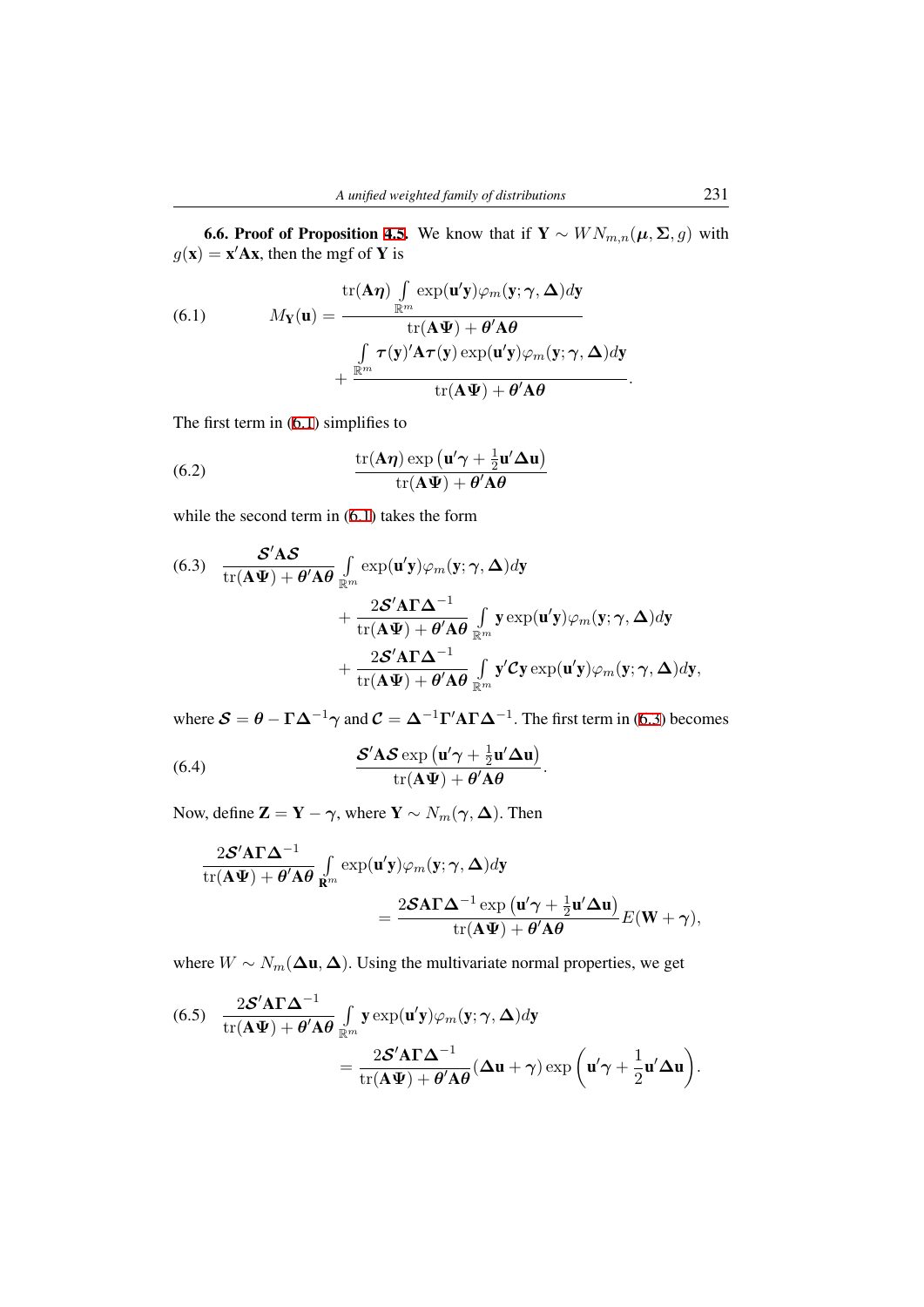**6.6. Proof of Proposition 4.5.** We know that if $\mathbf{Y} \sim WN_{m,n}(\boldsymbol{\mu}, \boldsymbol{\Sigma}, g)$ with $g(\mathbf{x}) = \mathbf{x}'\mathbf{A}\mathbf{x}$, then the mgf of $\mathbf{Y}$ is

$$
M_{\mathbf{Y}}(\mathbf{u}) = \frac{\operatorname{tr}(\mathbf{A}\boldsymbol{\eta}) \int\limits_{\mathbb{R}^m} \exp(\mathbf{u}'\mathbf{y})\varphi_m(\mathbf{y};\boldsymbol{\gamma},\boldsymbol{\Delta})d\mathbf{y}}{\operatorname{tr}(\mathbf{A}\boldsymbol{\Psi}) + \boldsymbol{\theta}'\mathbf{A}\boldsymbol{\theta}} + \frac{\int\limits_{\mathbb{R}^m} \boldsymbol{\tau}(\mathbf{y})'\mathbf{A}\boldsymbol{\tau}(\mathbf{y})\exp(\mathbf{u}'\mathbf{y})\varphi_m(\mathbf{y};\boldsymbol{\gamma},\boldsymbol{\Delta})d\mathbf{y}}{\operatorname{tr}(\mathbf{A}\boldsymbol{\Psi}) + \boldsymbol{\theta}'\mathbf{A}\boldsymbol{\theta}}. \tag{6.1}
$$

The first term in (6.1) simplifies to

$$
\frac{\operatorname{tr}(\mathbf{A}\boldsymbol{\eta})\exp\left(\mathbf{u}'\boldsymbol{\gamma} + \frac{1}{2}\mathbf{u}'\boldsymbol{\Delta}\mathbf{u}\right)}{\operatorname{tr}(\mathbf{A}\boldsymbol{\Psi}) + \boldsymbol{\theta}'\mathbf{A}\boldsymbol{\theta}} \tag{6.2}
$$

while the second term in (6.1) takes the form

$$
\begin{aligned}
&\frac{\boldsymbol{\mathcal{S}}'\mathbf{A}\boldsymbol{\mathcal{S}}}{\operatorname{tr}(\mathbf{A}\boldsymbol{\Psi}) + \boldsymbol{\theta}'\mathbf{A}\boldsymbol{\theta}} \int\limits_{\mathbb{R}^m} \exp(\mathbf{u}'\mathbf{y})\varphi_m(\mathbf{y};\boldsymbol{\gamma},\boldsymbol{\Delta})d\mathbf{y} \\
&\quad + \frac{2\boldsymbol{\mathcal{S}}'\mathbf{A}\boldsymbol{\Gamma}\boldsymbol{\Delta}^{-1}}{\operatorname{tr}(\mathbf{A}\boldsymbol{\Psi}) + \boldsymbol{\theta}'\mathbf{A}\boldsymbol{\theta}} \int\limits_{\mathbb{R}^m} \mathbf{y}\exp(\mathbf{u}'\mathbf{y})\varphi_m(\mathbf{y};\boldsymbol{\gamma},\boldsymbol{\Delta})d\mathbf{y} \\
&\quad + \frac{2\boldsymbol{\mathcal{S}}'\mathbf{A}\boldsymbol{\Gamma}\boldsymbol{\Delta}^{-1}}{\operatorname{tr}(\mathbf{A}\boldsymbol{\Psi}) + \boldsymbol{\theta}'\mathbf{A}\boldsymbol{\theta}} \int\limits_{\mathbb{R}^m} \mathbf{y}'\boldsymbol{\mathcal{C}}\mathbf{y}\exp(\mathbf{u}'\mathbf{y})\varphi_m(\mathbf{y};\boldsymbol{\gamma},\boldsymbol{\Delta})d\mathbf{y},
\end{aligned} \tag{6.3}
$$

where $\boldsymbol{\mathcal{S}} = \boldsymbol{\theta} - \boldsymbol{\Gamma}\boldsymbol{\Delta}^{-1}\boldsymbol{\gamma}$ and $\boldsymbol{\mathcal{C}} = \boldsymbol{\Delta}^{-1}\boldsymbol{\Gamma}'\mathbf{A}\boldsymbol{\Gamma}\boldsymbol{\Delta}^{-1}$. The first term in (6.3) becomes

$$
\frac{\boldsymbol{\mathcal{S}}'\mathbf{A}\boldsymbol{\mathcal{S}}\exp\left(\mathbf{u}'\boldsymbol{\gamma} + \frac{1}{2}\mathbf{u}'\boldsymbol{\Delta}\mathbf{u}\right)}{\operatorname{tr}(\mathbf{A}\boldsymbol{\Psi}) + \boldsymbol{\theta}'\mathbf{A}\boldsymbol{\theta}}. \tag{6.4}
$$

Now, define $\mathbf{Z} = \mathbf{Y} - \boldsymbol{\gamma}$, where $\mathbf{Y} \sim N_m(\boldsymbol{\gamma}, \boldsymbol{\Delta})$. Then

$$
\begin{aligned}
&\frac{2\boldsymbol{\mathcal{S}}'\mathbf{A}\boldsymbol{\Gamma}\boldsymbol{\Delta}^{-1}}{\operatorname{tr}(\mathbf{A}\boldsymbol{\Psi}) + \boldsymbol{\theta}'\mathbf{A}\boldsymbol{\theta}} \int\limits_{\mathbf{R}^m} \exp(\mathbf{u}'\mathbf{y})\varphi_m(\mathbf{y};\boldsymbol{\gamma},\boldsymbol{\Delta})d\mathbf{y} \\
&\qquad = \frac{2\boldsymbol{\mathcal{S}}\mathbf{A}\boldsymbol{\Gamma}\boldsymbol{\Delta}^{-1}\exp\left(\mathbf{u}'\boldsymbol{\gamma} + \frac{1}{2}\mathbf{u}'\boldsymbol{\Delta}\mathbf{u}\right)}{\operatorname{tr}(\mathbf{A}\boldsymbol{\Psi}) + \boldsymbol{\theta}'\mathbf{A}\boldsymbol{\theta}} E(\mathbf{W} + \boldsymbol{\gamma}),
\end{aligned}
$$

where $W \sim N_m(\boldsymbol{\Delta}\mathbf{u}, \boldsymbol{\Delta})$. Using the multivariate normal properties, we get

$$
\begin{aligned}
&\frac{2\boldsymbol{\mathcal{S}}'\mathbf{A}\boldsymbol{\Gamma}\boldsymbol{\Delta}^{-1}}{\operatorname{tr}(\mathbf{A}\boldsymbol{\Psi}) + \boldsymbol{\theta}'\mathbf{A}\boldsymbol{\theta}} \int\limits_{\mathbb{R}^m} \mathbf{y}\exp(\mathbf{u}'\mathbf{y})\varphi_m(\mathbf{y};\boldsymbol{\gamma},\boldsymbol{\Delta})d\mathbf{y} \\
&\qquad = \frac{2\boldsymbol{\mathcal{S}}'\mathbf{A}\boldsymbol{\Gamma}\boldsymbol{\Delta}^{-1}}{\operatorname{tr}(\mathbf{A}\boldsymbol{\Psi}) + \boldsymbol{\theta}'\mathbf{A}\boldsymbol{\theta}}(\boldsymbol{\Delta}\mathbf{u} + \boldsymbol{\gamma})\exp\left(\mathbf{u}'\boldsymbol{\gamma} + \frac{1}{2}\mathbf{u}'\boldsymbol{\Delta}\mathbf{u}\right).
\end{aligned} \tag{6.5}
$$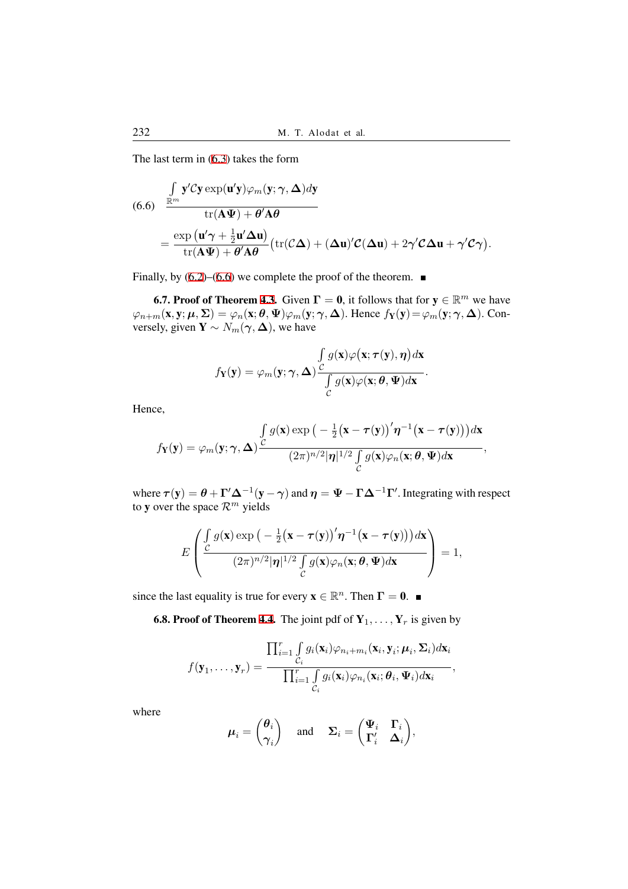The last term in (6.3) takes the form

$$
\begin{aligned}
(6.6)\quad & \frac{\int\limits_{\mathbb{R}^m} \mathbf{y}'\mathcal{C}\mathbf{y}\exp(\mathbf{u}'\mathbf{y})\varphi_m(\mathbf{y};\boldsymbol{\gamma},\boldsymbol{\Delta})d\mathbf{y}}{\operatorname{tr}(\mathbf{A}\boldsymbol{\Psi})+\boldsymbol{\theta}'\mathbf{A}\boldsymbol{\theta}} \\
&= \frac{\exp\left(\mathbf{u}'\boldsymbol{\gamma}+\frac{1}{2}\mathbf{u}'\boldsymbol{\Delta}\mathbf{u}\right)}{\operatorname{tr}(\mathbf{A}\boldsymbol{\Psi})+\boldsymbol{\theta}'\mathbf{A}\boldsymbol{\theta}}\left(\operatorname{tr}(\mathcal{C}\boldsymbol{\Delta})+(\boldsymbol{\Delta}\mathbf{u})'\mathcal{C}(\boldsymbol{\Delta}\mathbf{u})+2\boldsymbol{\gamma}'\mathcal{C}\boldsymbol{\Delta}\mathbf{u}+\boldsymbol{\gamma}'\mathcal{C}\boldsymbol{\gamma}\right).
\end{aligned}
$$

Finally, by (6.2)–(6.6) we complete the proof of the theorem. ∎

**6.7. Proof of Theorem 4.3.** Given $\boldsymbol{\Gamma}=\mathbf{0}$, it follows that for $\mathbf{y}\in\mathbb{R}^m$ we have $\varphi_{n+m}(\mathbf{x},\mathbf{y};\boldsymbol{\mu},\boldsymbol{\Sigma})=\varphi_n(\mathbf{x};\boldsymbol{\theta},\boldsymbol{\Psi})\varphi_m(\mathbf{y};\boldsymbol{\gamma},\boldsymbol{\Delta})$. Hence $f_{\mathbf{Y}}(\mathbf{y})=\varphi_m(\mathbf{y};\boldsymbol{\gamma},\boldsymbol{\Delta})$. Conversely, given $\mathbf{Y}\sim N_m(\boldsymbol{\gamma},\boldsymbol{\Delta})$, we have

$$
f_{\mathbf{Y}}(\mathbf{y})=\varphi_m(\mathbf{y};\boldsymbol{\gamma},\boldsymbol{\Delta})\frac{\int\limits_{\mathcal{C}} g(\mathbf{x})\varphi\big(\mathbf{x};\boldsymbol{\tau}(\mathbf{y}),\boldsymbol{\eta}\big)d\mathbf{x}}{\int\limits_{\mathcal{C}} g(\mathbf{x})\varphi(\mathbf{x};\boldsymbol{\theta},\boldsymbol{\Psi})d\mathbf{x}}.
$$

Hence,

$$
f_{\mathbf{Y}}(\mathbf{y})=\varphi_m(\mathbf{y};\boldsymbol{\gamma},\boldsymbol{\Delta})\frac{\int\limits_{\mathcal{C}} g(\mathbf{x})\exp\left(-\frac{1}{2}\big(\mathbf{x}-\boldsymbol{\tau}(\mathbf{y})\big)'\boldsymbol{\eta}^{-1}\big(\mathbf{x}-\boldsymbol{\tau}(\mathbf{y})\big)\right)d\mathbf{x}}{(2\pi)^{n/2}|\boldsymbol{\eta}|^{1/2}\int\limits_{\mathcal{C}} g(\mathbf{x})\varphi_n(\mathbf{x};\boldsymbol{\theta},\boldsymbol{\Psi})d\mathbf{x}},
$$

where $\boldsymbol{\tau}(\mathbf{y})=\boldsymbol{\theta}+\boldsymbol{\Gamma}'\boldsymbol{\Delta}^{-1}(\mathbf{y}-\boldsymbol{\gamma})$ and $\boldsymbol{\eta}=\boldsymbol{\Psi}-\boldsymbol{\Gamma}\boldsymbol{\Delta}^{-1}\boldsymbol{\Gamma}'$. Integrating with respect to $\mathbf{y}$ over the space $\mathcal{R}^m$ yields

$$
E\left(\frac{\int\limits_{\mathcal{C}} g(\mathbf{x})\exp\left(-\frac{1}{2}\big(\mathbf{x}-\boldsymbol{\tau}(\mathbf{y})\big)'\boldsymbol{\eta}^{-1}\big(\mathbf{x}-\boldsymbol{\tau}(\mathbf{y})\big)\right)d\mathbf{x}}{(2\pi)^{n/2}|\boldsymbol{\eta}|^{1/2}\int\limits_{\mathcal{C}} g(\mathbf{x})\varphi_n(\mathbf{x};\boldsymbol{\theta},\boldsymbol{\Psi})d\mathbf{x}}\right)=1,
$$

since the last equality is true for every $\mathbf{x}\in\mathbb{R}^n$. Then $\boldsymbol{\Gamma}=\mathbf{0}$. ∎

**6.8. Proof of Theorem 4.4.** The joint pdf of $\mathbf{Y}_1,\ldots,\mathbf{Y}_r$ is given by

$$
f(\mathbf{y}_1,\ldots,\mathbf{y}_r)=\frac{\prod_{i=1}^{r}\int\limits_{\mathcal{C}_i} g_i(\mathbf{x}_i)\varphi_{n_i+m_i}(\mathbf{x}_i,\mathbf{y}_i;\boldsymbol{\mu}_i,\boldsymbol{\Sigma}_i)d\mathbf{x}_i}{\prod_{i=1}^{r}\int\limits_{\mathcal{C}_i} g_i(\mathbf{x}_i)\varphi_{n_i}(\mathbf{x}_i;\boldsymbol{\theta}_i,\boldsymbol{\Psi}_i)d\mathbf{x}_i},
$$

where

$$
\boldsymbol{\mu}_i=\begin{pmatrix}\boldsymbol{\theta}_i\\ \boldsymbol{\gamma}_i\end{pmatrix}\quad\text{and}\quad\boldsymbol{\Sigma}_i=\begin{pmatrix}\boldsymbol{\Psi}_i & \boldsymbol{\Gamma}_i\\ \boldsymbol{\Gamma}_i' & \boldsymbol{\Delta}_i\end{pmatrix},
$$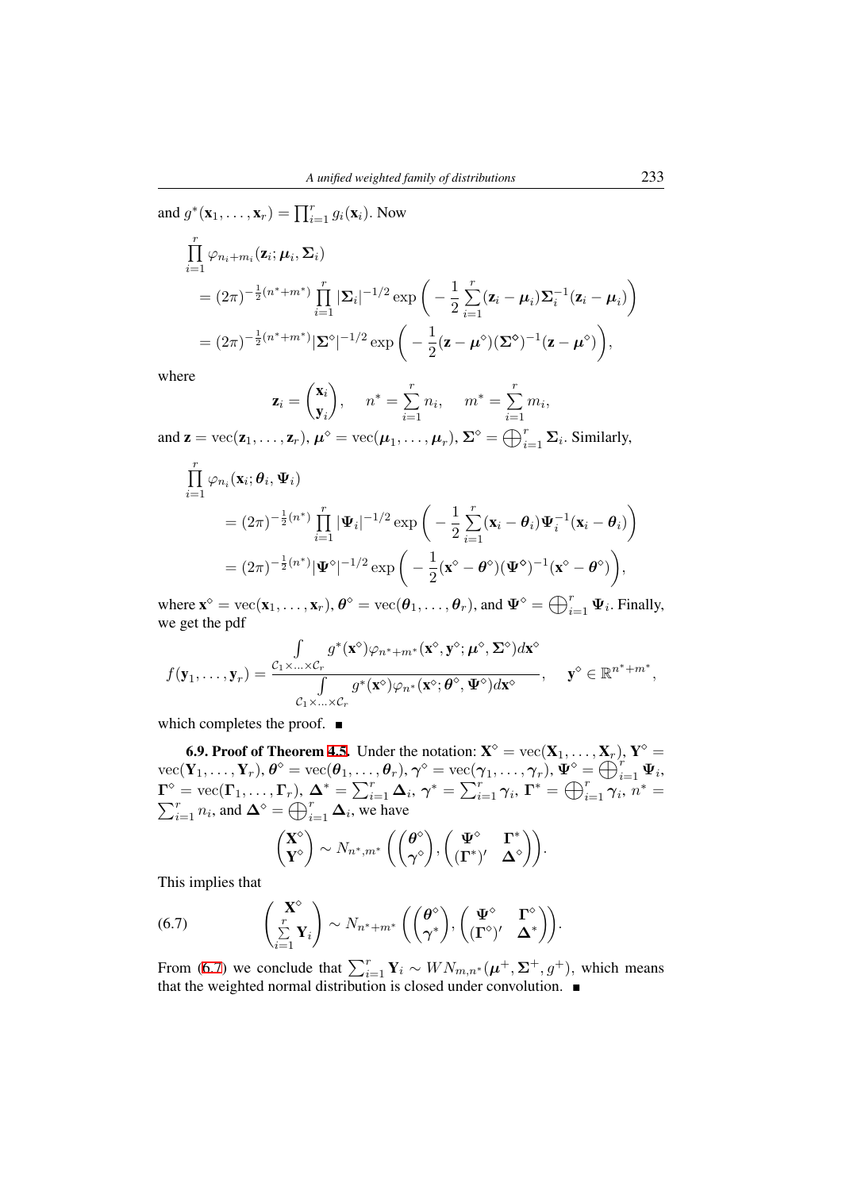and $g^*(\mathbf{x}_1,\dots,\mathbf{x}_r)=\prod_{i=1}^r g_i(\mathbf{x}_i)$. Now

$$
\begin{aligned}
&\prod_{i=1}^r \varphi_{n_i+m_i}(\mathbf{z}_i;\boldsymbol{\mu}_i,\boldsymbol{\Sigma}_i)\\
&\quad=(2\pi)^{-\frac{1}{2}(n^*+m^*)}\prod_{i=1}^r|\boldsymbol{\Sigma}_i|^{-1/2}\exp\bigg(-\frac{1}{2}\sum_{i=1}^r(\mathbf{z}_i-\boldsymbol{\mu}_i)\boldsymbol{\Sigma}_i^{-1}(\mathbf{z}_i-\boldsymbol{\mu}_i)\bigg)\\
&\quad=(2\pi)^{-\frac{1}{2}(n^*+m^*)}|\boldsymbol{\Sigma}^\diamond|^{-1/2}\exp\bigg(-\frac{1}{2}(\mathbf{z}-\boldsymbol{\mu}^\diamond)(\boldsymbol{\Sigma}^\diamond)^{-1}(\mathbf{z}-\boldsymbol{\mu}^\diamond)\bigg),
\end{aligned}
$$

where

$$
\mathbf{z}_i=\begin{pmatrix}\mathbf{x}_i\\ \mathbf{y}_i\end{pmatrix},\qquad n^*=\sum_{i=1}^r n_i,\qquad m^*=\sum_{i=1}^r m_i,
$$

and $\mathbf{z}=\operatorname{vec}(\mathbf{z}_1,\dots,\mathbf{z}_r)$, $\boldsymbol{\mu}^\diamond=\operatorname{vec}(\boldsymbol{\mu}_1,\dots,\boldsymbol{\mu}_r)$, $\boldsymbol{\Sigma}^\diamond=\bigoplus_{i=1}^r\boldsymbol{\Sigma}_i$. Similarly,

$$
\begin{aligned}
&\prod_{i=1}^r \varphi_{n_i}(\mathbf{x}_i;\boldsymbol{\theta}_i,\boldsymbol{\Psi}_i)\\
&\quad=(2\pi)^{-\frac{1}{2}(n^*)}\prod_{i=1}^r|\boldsymbol{\Psi}_i|^{-1/2}\exp\bigg(-\frac{1}{2}\sum_{i=1}^r(\mathbf{x}_i-\boldsymbol{\theta}_i)\boldsymbol{\Psi}_i^{-1}(\mathbf{x}_i-\boldsymbol{\theta}_i)\bigg)\\
&\quad=(2\pi)^{-\frac{1}{2}(n^*)}|\boldsymbol{\Psi}^\diamond|^{-1/2}\exp\bigg(-\frac{1}{2}(\mathbf{x}^\diamond-\boldsymbol{\theta}^\diamond)(\boldsymbol{\Psi}^\diamond)^{-1}(\mathbf{x}^\diamond-\boldsymbol{\theta}^\diamond)\bigg),
\end{aligned}
$$

where $\mathbf{x}^\diamond=\operatorname{vec}(\mathbf{x}_1,\dots,\mathbf{x}_r)$, $\boldsymbol{\theta}^\diamond=\operatorname{vec}(\boldsymbol{\theta}_1,\dots,\boldsymbol{\theta}_r)$, and $\boldsymbol{\Psi}^\diamond=\bigoplus_{i=1}^r\boldsymbol{\Psi}_i$. Finally, we get the pdf

$$
f(\mathbf{y}_1,\dots,\mathbf{y}_r)=\frac{\displaystyle\int_{\mathcal{C}_1\times\ldots\times\mathcal{C}_r}g^*(\mathbf{x}^\diamond)\varphi_{n^*+m^*}(\mathbf{x}^\diamond,\mathbf{y}^\diamond;\boldsymbol{\mu}^\diamond,\boldsymbol{\Sigma}^\diamond)d\mathbf{x}^\diamond}{\displaystyle\int_{\mathcal{C}_1\times\ldots\times\mathcal{C}_r}g^*(\mathbf{x}^\diamond)\varphi_{n^*}(\mathbf{x}^\diamond;\boldsymbol{\theta}^\diamond,\boldsymbol{\Psi}^\diamond)d\mathbf{x}^\diamond},\qquad \mathbf{y}^\diamond\in\mathbb{R}^{n^*+m^*},
$$

which completes the proof. ∎

**6.9. Proof of Theorem 4.5.** Under the notation: $\mathbf{X}^\diamond=\operatorname{vec}(\mathbf{X}_1,\dots,\mathbf{X}_r)$, $\mathbf{Y}^\diamond=\operatorname{vec}(\mathbf{Y}_1,\dots,\mathbf{Y}_r)$, $\boldsymbol{\theta}^\diamond=\operatorname{vec}(\boldsymbol{\theta}_1,\dots,\boldsymbol{\theta}_r)$, $\boldsymbol{\gamma}^\diamond=\operatorname{vec}(\boldsymbol{\gamma}_1,\dots,\boldsymbol{\gamma}_r)$, $\boldsymbol{\Psi}^\diamond=\bigoplus_{i=1}^r\boldsymbol{\Psi}_i$, $\boldsymbol{\Gamma}^\diamond=\operatorname{vec}(\boldsymbol{\Gamma}_1,\dots,\boldsymbol{\Gamma}_r)$, $\boldsymbol{\Delta}^*=\sum_{i=1}^r\boldsymbol{\Delta}_i$, $\boldsymbol{\gamma}^*=\sum_{i=1}^r\boldsymbol{\gamma}_i$, $\boldsymbol{\Gamma}^*=\bigoplus_{i=1}^r\boldsymbol{\gamma}_i$, $n^*=\sum_{i=1}^r n_i$, and $\boldsymbol{\Delta}^\diamond=\bigoplus_{i=1}^r\boldsymbol{\Delta}_i$, we have

$$
\begin{pmatrix}\mathbf{X}^\diamond\\ \mathbf{Y}^\diamond\end{pmatrix}\sim N_{n^*,m^*}\left(\begin{pmatrix}\boldsymbol{\theta}^\diamond\\ \boldsymbol{\gamma}^\diamond\end{pmatrix},\begin{pmatrix}\boldsymbol{\Psi}^\diamond & \boldsymbol{\Gamma}^*\\ (\boldsymbol{\Gamma}^*)' & \boldsymbol{\Delta}^\diamond\end{pmatrix}\right).
$$

This implies that

$$
\begin{pmatrix}\mathbf{X}^\diamond\\ \sum_{i=1}^r\mathbf{Y}_i\end{pmatrix}\sim N_{n^*+m^*}\left(\begin{pmatrix}\boldsymbol{\theta}^\diamond\\ \boldsymbol{\gamma}^*\end{pmatrix},\begin{pmatrix}\boldsymbol{\Psi}^\diamond & \boldsymbol{\Gamma}^\diamond\\ (\boldsymbol{\Gamma}^\diamond)' & \boldsymbol{\Delta}^*\end{pmatrix}\right). \tag{6.7}
$$

From (6.7) we conclude that $\sum_{i=1}^r\mathbf{Y}_i\sim WN_{m,n^*}(\boldsymbol{\mu}^+,\boldsymbol{\Sigma}^+,g^+)$, which means that the weighted normal distribution is closed under convolution. ∎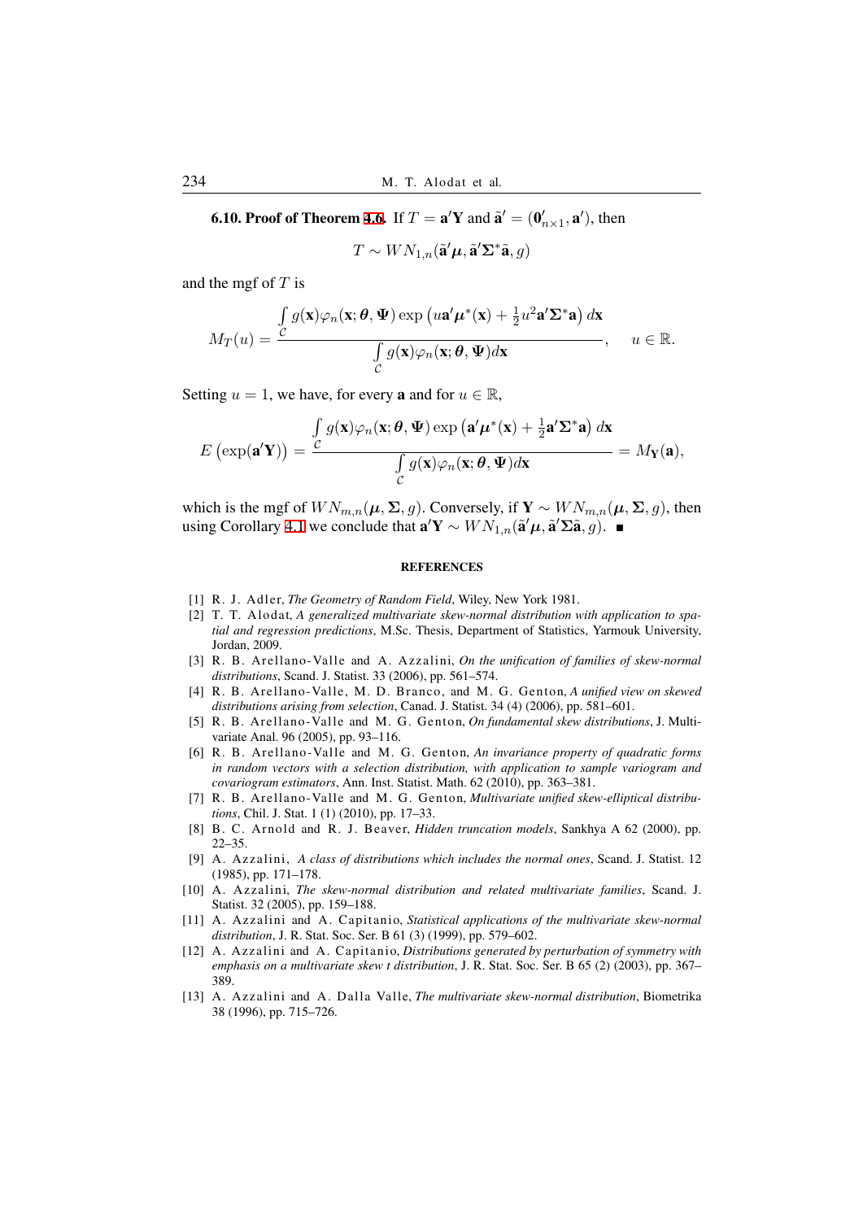**6.10. Proof of Theorem 4.6.** If $T = \mathbf{a}'\mathbf{Y}$ and $\tilde{\mathbf{a}}' = (\mathbf{0}'_{n\times 1}, \mathbf{a}')$, then

$$T \sim WN_{1,n}(\tilde{\mathbf{a}}'\boldsymbol{\mu}, \tilde{\mathbf{a}}'\boldsymbol{\Sigma}^*\tilde{\mathbf{a}}, g)$$

and the mgf of $T$ is

$$M_T(u) = \frac{\int_{\mathcal{C}} g(\mathbf{x})\varphi_n(\mathbf{x};\boldsymbol{\theta},\boldsymbol{\Psi})\exp\left(u\mathbf{a}'\boldsymbol{\mu}^*(\mathbf{x}) + \frac{1}{2}u^2\mathbf{a}'\boldsymbol{\Sigma}^*\mathbf{a}\right)d\mathbf{x}}{\int_{\mathcal{C}} g(\mathbf{x})\varphi_n(\mathbf{x};\boldsymbol{\theta},\boldsymbol{\Psi})d\mathbf{x}}, \quad u \in \mathbb{R}.$$

Setting $u = 1$, we have, for every $\mathbf{a}$ and for $u \in \mathbb{R}$,

$$E\left(\exp(\mathbf{a}'\mathbf{Y})\right) = \frac{\int_{\mathcal{C}} g(\mathbf{x})\varphi_n(\mathbf{x};\boldsymbol{\theta},\boldsymbol{\Psi})\exp\left(\mathbf{a}'\boldsymbol{\mu}^*(\mathbf{x}) + \frac{1}{2}\mathbf{a}'\boldsymbol{\Sigma}^*\mathbf{a}\right)d\mathbf{x}}{\int_{\mathcal{C}} g(\mathbf{x})\varphi_n(\mathbf{x};\boldsymbol{\theta},\boldsymbol{\Psi})d\mathbf{x}} = M_{\mathbf{Y}}(\mathbf{a}),$$

which is the mgf of $WN_{m,n}(\boldsymbol{\mu}, \boldsymbol{\Sigma}, g)$. Conversely, if $\mathbf{Y} \sim WN_{m,n}(\boldsymbol{\mu}, \boldsymbol{\Sigma}, g)$, then using Corollary 4.1 we conclude that $\mathbf{a}'\mathbf{Y} \sim WN_{1,n}(\tilde{\mathbf{a}}'\boldsymbol{\mu}, \tilde{\mathbf{a}}'\boldsymbol{\Sigma}\tilde{\mathbf{a}}, g)$. ∎

## REFERENCES

[1] R. J. Adler, *The Geometry of Random Field*, Wiley, New York 1981.

[2] T. T. Alodat, *A generalized multivariate skew-normal distribution with application to spatial and regression predictions*, M.Sc. Thesis, Department of Statistics, Yarmouk University, Jordan, 2009.

[3] R. B. Arellano-Valle and A. Azzalini, *On the unification of families of skew-normal distributions*, Scand. J. Statist. 33 (2006), pp. 561–574.

[4] R. B. Arellano-Valle, M. D. Branco, and M. G. Genton, *A unified view on skewed distributions arising from selection*, Canad. J. Statist. 34 (4) (2006), pp. 581–601.

[5] R. B. Arellano-Valle and M. G. Genton, *On fundamental skew distributions*, J. Multivariate Anal. 96 (2005), pp. 93–116.

[6] R. B. Arellano-Valle and M. G. Genton, *An invariance property of quadratic forms in random vectors with a selection distribution, with application to sample variogram and covariogram estimators*, Ann. Inst. Statist. Math. 62 (2010), pp. 363–381.

[7] R. B. Arellano-Valle and M. G. Genton, *Multivariate unified skew-elliptical distributions*, Chil. J. Stat. 1 (1) (2010), pp. 17–33.

[8] B. C. Arnold and R. J. Beaver, *Hidden truncation models*, Sankhya A 62 (2000), pp. 22–35.

[9] A. Azzalini, *A class of distributions which includes the normal ones*, Scand. J. Statist. 12 (1985), pp. 171–178.

[10] A. Azzalini, *The skew-normal distribution and related multivariate families*, Scand. J. Statist. 32 (2005), pp. 159–188.

[11] A. Azzalini and A. Capitanio, *Statistical applications of the multivariate skew-normal distribution*, J. R. Stat. Soc. Ser. B 61 (3) (1999), pp. 579–602.

[12] A. Azzalini and A. Capitanio, *Distributions generated by perturbation of symmetry with emphasis on a multivariate skew t distribution*, J. R. Stat. Soc. Ser. B 65 (2) (2003), pp. 367–389.

[13] A. Azzalini and A. Dalla Valle, *The multivariate skew-normal distribution*, Biometrika 38 (1996), pp. 715–726.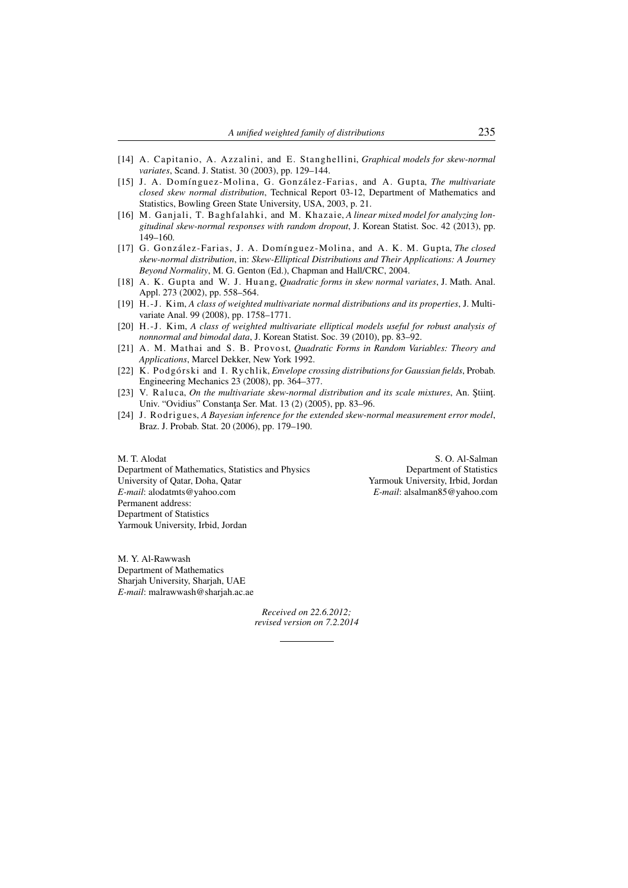[14] A. Capitanio, A. Azzalini, and E. Stanghellini, *Graphical models for skew-normal variates*, Scand. J. Statist. 30 (2003), pp. 129–144.

[15] J. A. Domínguez-Molina, G. González-Farias, and A. Gupta, *The multivariate closed skew normal distribution*, Technical Report 03-12, Department of Mathematics and Statistics, Bowling Green State University, USA, 2003, p. 21.

[16] M. Ganjali, T. Baghfalahki, and M. Khazaie, *A linear mixed model for analyzing longitudinal skew-normal responses with random dropout*, J. Korean Statist. Soc. 42 (2013), pp. 149–160.

[17] G. González-Farias, J. A. Domínguez-Molina, and A. K. M. Gupta, *The closed skew-normal distribution*, in: *Skew-Elliptical Distributions and Their Applications: A Journey Beyond Normality*, M. G. Genton (Ed.), Chapman and Hall/CRC, 2004.

[18] A. K. Gupta and W. J. Huang, *Quadratic forms in skew normal variates*, J. Math. Anal. Appl. 273 (2002), pp. 558–564.

[19] H.-J. Kim, *A class of weighted multivariate normal distributions and its properties*, J. Multivariate Anal. 99 (2008), pp. 1758–1771.

[20] H.-J. Kim, *A class of weighted multivariate elliptical models useful for robust analysis of nonnormal and bimodal data*, J. Korean Statist. Soc. 39 (2010), pp. 83–92.

[21] A. M. Mathai and S. B. Provost, *Quadratic Forms in Random Variables: Theory and Applications*, Marcel Dekker, New York 1992.

[22] K. Podgórski and I. Rychlik, *Envelope crossing distributions for Gaussian fields*, Probab. Engineering Mechanics 23 (2008), pp. 364–377.

[23] V. Raluca, *On the multivariate skew-normal distribution and its scale mixtures*, An. Ştiinţ. Univ. "Ovidius" Constanţa Ser. Mat. 13 (2) (2005), pp. 83–96.

[24] J. Rodrigues, *A Bayesian inference for the extended skew-normal measurement error model*, Braz. J. Probab. Stat. 20 (2006), pp. 179–190.

M. T. Alodat
Department of Mathematics, Statistics and Physics
University of Qatar, Doha, Qatar
*E-mail*: alodatmts@yahoo.com
Permanent address:
Department of Statistics
Yarmouk University, Irbid, Jordan

S. O. Al-Salman
Department of Statistics
Yarmouk University, Irbid, Jordan
*E-mail*: alsalman85@yahoo.com

M. Y. Al-Rawwash
Department of Mathematics
Sharjah University, Sharjah, UAE
*E-mail*: malrawwash@sharjah.ac.ae

*Received on 22.6.2012;*
*revised version on 7.2.2014*